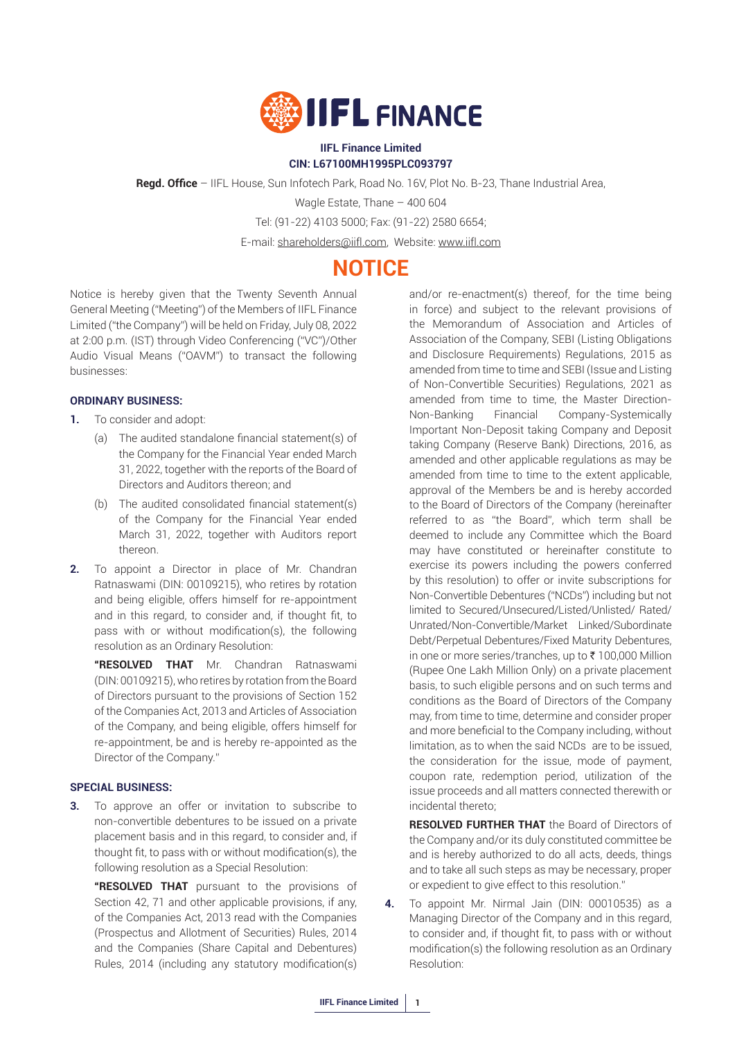**IIFL Finance Limited**
**CIN: L67100MH1995PLC093797**

**Regd. Office** – IIFL House, Sun Infotech Park, Road No. 16V, Plot No. B-23, Thane Industrial Area, Wagle Estate, Thane – 400 604

Tel: (91-22) 4103 5000; Fax: (91-22) 2580 6654;

E-mail: shareholders@iifl.com, Website: www.iifl.com

# NOTICE

Notice is hereby given that the Twenty Seventh Annual General Meeting ("Meeting") of the Members of IIFL Finance Limited ("the Company") will be held on Friday, July 08, 2022 at 2:00 p.m. (IST) through Video Conferencing ("VC")/Other Audio Visual Means ("OAVM") to transact the following businesses:

### ORDINARY BUSINESS:

1. To consider and adopt:
   - (a) The audited standalone financial statement(s) of the Company for the Financial Year ended March 31, 2022, together with the reports of the Board of Directors and Auditors thereon; and
   - (b) The audited consolidated financial statement(s) of the Company for the Financial Year ended March 31, 2022, together with Auditors report thereon.

2. To appoint a Director in place of Mr. Chandran Ratnaswami (DIN: 00109215), who retires by rotation and being eligible, offers himself for re-appointment and in this regard, to consider and, if thought fit, to pass with or without modification(s), the following resolution as an Ordinary Resolution:

   **"RESOLVED THAT** Mr. Chandran Ratnaswami (DIN: 00109215), who retires by rotation from the Board of Directors pursuant to the provisions of Section 152 of the Companies Act, 2013 and Articles of Association of the Company, and being eligible, offers himself for re-appointment, be and is hereby re-appointed as the Director of the Company."

### SPECIAL BUSINESS:

3. To approve an offer or invitation to subscribe to non-convertible debentures to be issued on a private placement basis and in this regard, to consider and, if thought fit, to pass with or without modification(s), the following resolution as a Special Resolution:

   **"RESOLVED THAT** pursuant to the provisions of Section 42, 71 and other applicable provisions, if any, of the Companies Act, 2013 read with the Companies (Prospectus and Allotment of Securities) Rules, 2014 and the Companies (Share Capital and Debentures) Rules, 2014 (including any statutory modification(s) and/or re-enactment(s) thereof, for the time being in force) and subject to the relevant provisions of the Memorandum of Association and Articles of Association of the Company, SEBI (Listing Obligations and Disclosure Requirements) Regulations, 2015 as amended from time to time and SEBI (Issue and Listing of Non-Convertible Securities) Regulations, 2021 as amended from time to time, the Master Direction- Non-Banking Financial Company-Systemically Important Non-Deposit taking Company and Deposit taking Company (Reserve Bank) Directions, 2016, as amended and other applicable regulations as may be amended from time to time to the extent applicable, approval of the Members be and is hereby accorded to the Board of Directors of the Company (hereinafter referred to as "the Board", which term shall be deemed to include any Committee which the Board may have constituted or hereinafter constitute to exercise its powers including the powers conferred by this resolution) to offer or invite subscriptions for Non-Convertible Debentures ("NCDs") including but not limited to Secured/Unsecured/Listed/Unlisted/ Rated/ Unrated/Non-Convertible/Market Linked/Subordinate Debt/Perpetual Debentures/Fixed Maturity Debentures, in one or more series/tranches, up to ₹ 100,000 Million (Rupee One Lakh Million Only) on a private placement basis, to such eligible persons and on such terms and conditions as the Board of Directors of the Company may, from time to time, determine and consider proper and more beneficial to the Company including, without limitation, as to when the said NCDs are to be issued, the consideration for the issue, mode of payment, coupon rate, redemption period, utilization of the issue proceeds and all matters connected therewith or incidental thereto;

   **RESOLVED FURTHER THAT** the Board of Directors of the Company and/or its duly constituted committee be and is hereby authorized to do all acts, deeds, things and to take all such steps as may be necessary, proper or expedient to give effect to this resolution."

4. To appoint Mr. Nirmal Jain (DIN: 00010535) as a Managing Director of the Company and in this regard, to consider and, if thought fit, to pass with or without modification(s) the following resolution as an Ordinary Resolution: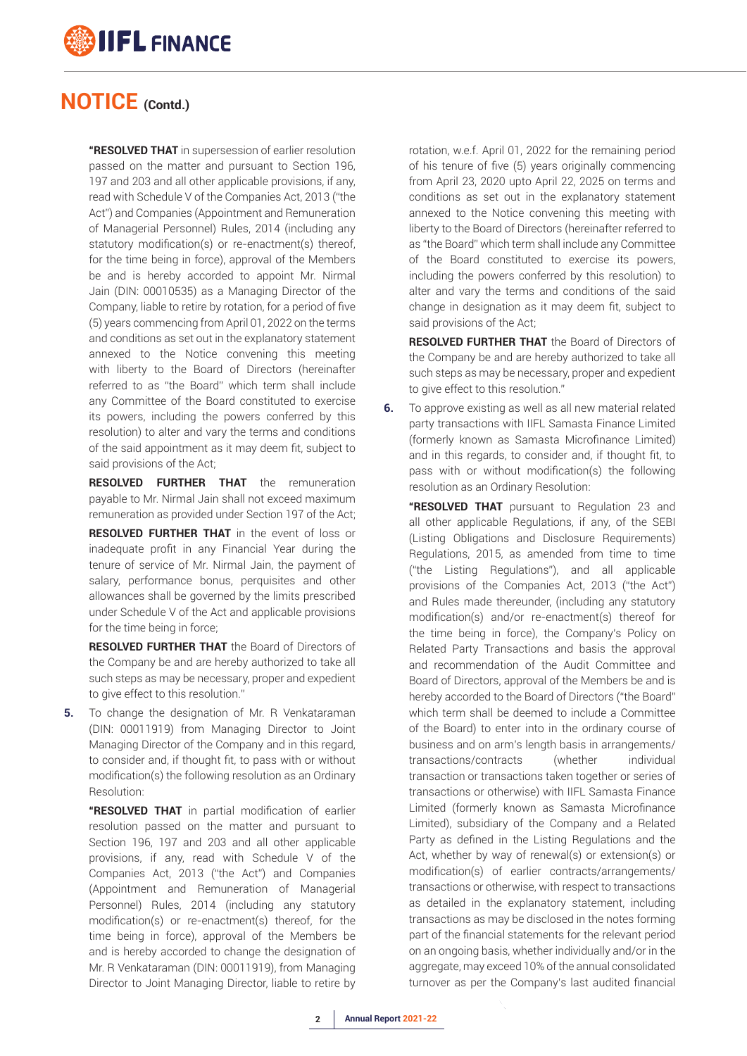# NOTICE (Contd.)

**"RESOLVED THAT** in supersession of earlier resolution passed on the matter and pursuant to Section 196, 197 and 203 and all other applicable provisions, if any, read with Schedule V of the Companies Act, 2013 ("the Act") and Companies (Appointment and Remuneration of Managerial Personnel) Rules, 2014 (including any statutory modification(s) or re-enactment(s) thereof, for the time being in force), approval of the Members be and is hereby accorded to appoint Mr. Nirmal Jain (DIN: 00010535) as a Managing Director of the Company, liable to retire by rotation, for a period of five (5) years commencing from April 01, 2022 on the terms and conditions as set out in the explanatory statement annexed to the Notice convening this meeting with liberty to the Board of Directors (hereinafter referred to as "the Board" which term shall include any Committee of the Board constituted to exercise its powers, including the powers conferred by this resolution) to alter and vary the terms and conditions of the said appointment as it may deem fit, subject to said provisions of the Act;

**RESOLVED FURTHER THAT** the remuneration payable to Mr. Nirmal Jain shall not exceed maximum remuneration as provided under Section 197 of the Act;

**RESOLVED FURTHER THAT** in the event of loss or inadequate profit in any Financial Year during the tenure of service of Mr. Nirmal Jain, the payment of salary, performance bonus, perquisites and other allowances shall be governed by the limits prescribed under Schedule V of the Act and applicable provisions for the time being in force;

**RESOLVED FURTHER THAT** the Board of Directors of the Company be and are hereby authorized to take all such steps as may be necessary, proper and expedient to give effect to this resolution."

**5.** To change the designation of Mr. R Venkataraman (DIN: 00011919) from Managing Director to Joint Managing Director of the Company and in this regard, to consider and, if thought fit, to pass with or without modification(s) the following resolution as an Ordinary Resolution:

**"RESOLVED THAT** in partial modification of earlier resolution passed on the matter and pursuant to Section 196, 197 and 203 and all other applicable provisions, if any, read with Schedule V of the Companies Act, 2013 ("the Act") and Companies (Appointment and Remuneration of Managerial Personnel) Rules, 2014 (including any statutory modification(s) or re-enactment(s) thereof, for the time being in force), approval of the Members be and is hereby accorded to change the designation of Mr. R Venkataraman (DIN: 00011919), from Managing Director to Joint Managing Director, liable to retire by rotation, w.e.f. April 01, 2022 for the remaining period of his tenure of five (5) years originally commencing from April 23, 2020 upto April 22, 2025 on terms and conditions as set out in the explanatory statement annexed to the Notice convening this meeting with liberty to the Board of Directors (hereinafter referred to as "the Board" which term shall include any Committee of the Board constituted to exercise its powers, including the powers conferred by this resolution) to alter and vary the terms and conditions of the said change in designation as it may deem fit, subject to said provisions of the Act;

**RESOLVED FURTHER THAT** the Board of Directors of the Company be and are hereby authorized to take all such steps as may be necessary, proper and expedient to give effect to this resolution."

**6.** To approve existing as well as all new material related party transactions with IIFL Samasta Finance Limited (formerly known as Samasta Microfinance Limited) and in this regards, to consider and, if thought fit, to pass with or without modification(s) the following resolution as an Ordinary Resolution:

**"RESOLVED THAT** pursuant to Regulation 23 and all other applicable Regulations, if any, of the SEBI (Listing Obligations and Disclosure Requirements) Regulations, 2015, as amended from time to time ("the Listing Regulations"), and all applicable provisions of the Companies Act, 2013 ("the Act") and Rules made thereunder, (including any statutory modification(s) and/or re-enactment(s) thereof for the time being in force), the Company's Policy on Related Party Transactions and basis the approval and recommendation of the Audit Committee and Board of Directors, approval of the Members be and is hereby accorded to the Board of Directors ("the Board" which term shall be deemed to include a Committee of the Board) to enter into in the ordinary course of business and on arm's length basis in arrangements/ transactions/contracts (whether individual transaction or transactions taken together or series of transactions or otherwise) with IIFL Samasta Finance Limited (formerly known as Samasta Microfinance Limited), subsidiary of the Company and a Related Party as defined in the Listing Regulations and the Act, whether by way of renewal(s) or extension(s) or modification(s) of earlier contracts/arrangements/ transactions or otherwise, with respect to transactions as detailed in the explanatory statement, including transactions as may be disclosed in the notes forming part of the financial statements for the relevant period on an ongoing basis, whether individually and/or in the aggregate, may exceed 10% of the annual consolidated turnover as per the Company's last audited financial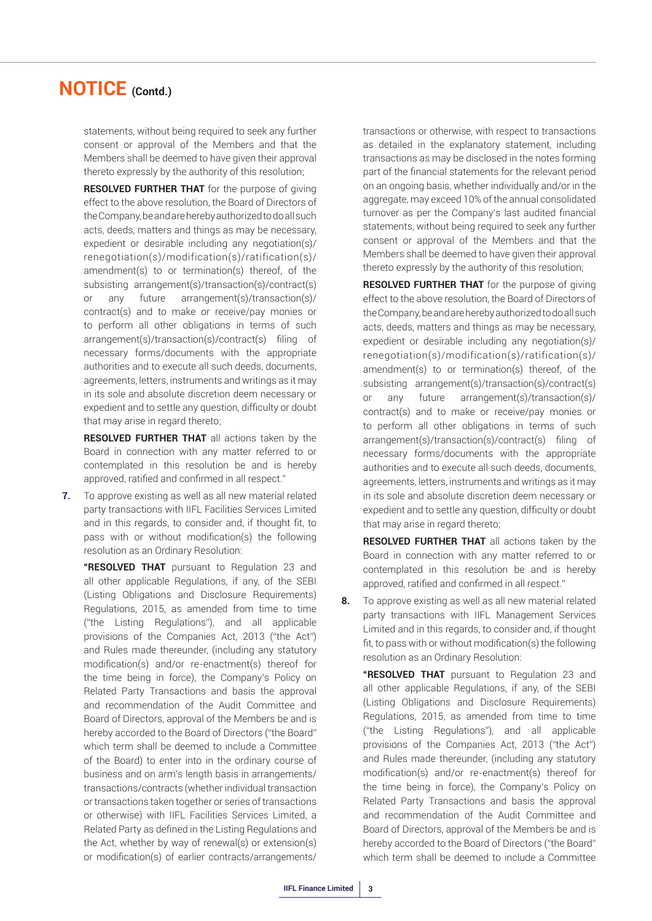statements, without being required to seek any further consent or approval of the Members and that the Members shall be deemed to have given their approval thereto expressly by the authority of this resolution;

**RESOLVED FURTHER THAT** for the purpose of giving effect to the above resolution, the Board of Directors of the Company, be and are hereby authorized to do all such acts, deeds, matters and things as may be necessary, expedient or desirable including any negotiation(s)/ renegotiation(s)/modification(s)/ratification(s)/ amendment(s) to or termination(s) thereof, of the subsisting arrangement(s)/transaction(s)/contract(s) or any future arrangement(s)/transaction(s)/ contract(s) and to make or receive/pay monies or to perform all other obligations in terms of such arrangement(s)/transaction(s)/contract(s) filing of necessary forms/documents with the appropriate authorities and to execute all such deeds, documents, agreements, letters, instruments and writings as it may in its sole and absolute discretion deem necessary or expedient and to settle any question, difficulty or doubt that may arise in regard thereto;

**RESOLVED FURTHER THAT** all actions taken by the Board in connection with any matter referred to or contemplated in this resolution be and is hereby approved, ratified and confirmed in all respect."

7. To approve existing as well as all new material related party transactions with IIFL Facilities Services Limited and in this regards, to consider and, if thought fit, to pass with or without modification(s) the following resolution as an Ordinary Resolution:

**"RESOLVED THAT** pursuant to Regulation 23 and all other applicable Regulations, if any, of the SEBI (Listing Obligations and Disclosure Requirements) Regulations, 2015, as amended from time to time ("the Listing Regulations"), and all applicable provisions of the Companies Act, 2013 ("the Act") and Rules made thereunder, (including any statutory modification(s) and/or re-enactment(s) thereof for the time being in force), the Company's Policy on Related Party Transactions and basis the approval and recommendation of the Audit Committee and Board of Directors, approval of the Members be and is hereby accorded to the Board of Directors ("the Board" which term shall be deemed to include a Committee of the Board) to enter into in the ordinary course of business and on arm's length basis in arrangements/ transactions/contracts (whether individual transaction or transactions taken together or series of transactions or otherwise) with IIFL Facilities Services Limited, a Related Party as defined in the Listing Regulations and the Act, whether by way of renewal(s) or extension(s) or modification(s) of earlier contracts/arrangements/ transactions or otherwise, with respect to transactions as detailed in the explanatory statement, including transactions as may be disclosed in the notes forming part of the financial statements for the relevant period on an ongoing basis, whether individually and/or in the aggregate, may exceed 10% of the annual consolidated turnover as per the Company's last audited financial statements, without being required to seek any further consent or approval of the Members and that the Members shall be deemed to have given their approval thereto expressly by the authority of this resolution;

**RESOLVED FURTHER THAT** for the purpose of giving effect to the above resolution, the Board of Directors of the Company, be and are hereby authorized to do all such acts, deeds, matters and things as may be necessary, expedient or desirable including any negotiation(s)/ renegotiation(s)/modification(s)/ratification(s)/ amendment(s) to or termination(s) thereof, of the subsisting arrangement(s)/transaction(s)/contract(s) or any future arrangement(s)/transaction(s)/ contract(s) and to make or receive/pay monies or to perform all other obligations in terms of such arrangement(s)/transaction(s)/contract(s) filing of necessary forms/documents with the appropriate authorities and to execute all such deeds, documents, agreements, letters, instruments and writings as it may in its sole and absolute discretion deem necessary or expedient and to settle any question, difficulty or doubt that may arise in regard thereto;

**RESOLVED FURTHER THAT** all actions taken by the Board in connection with any matter referred to or contemplated in this resolution be and is hereby approved, ratified and confirmed in all respect."

8. To approve existing as well as all new material related party transactions with IIFL Management Services Limited and in this regards, to consider and, if thought fit, to pass with or without modification(s) the following resolution as an Ordinary Resolution:

**"RESOLVED THAT** pursuant to Regulation 23 and all other applicable Regulations, if any, of the SEBI (Listing Obligations and Disclosure Requirements) Regulations, 2015, as amended from time to time ("the Listing Regulations"), and all applicable provisions of the Companies Act, 2013 ("the Act") and Rules made thereunder, (including any statutory modification(s) and/or re-enactment(s) thereof for the time being in force), the Company's Policy on Related Party Transactions and basis the approval and recommendation of the Audit Committee and Board of Directors, approval of the Members be and is hereby accorded to the Board of Directors ("the Board" which term shall be deemed to include a Committee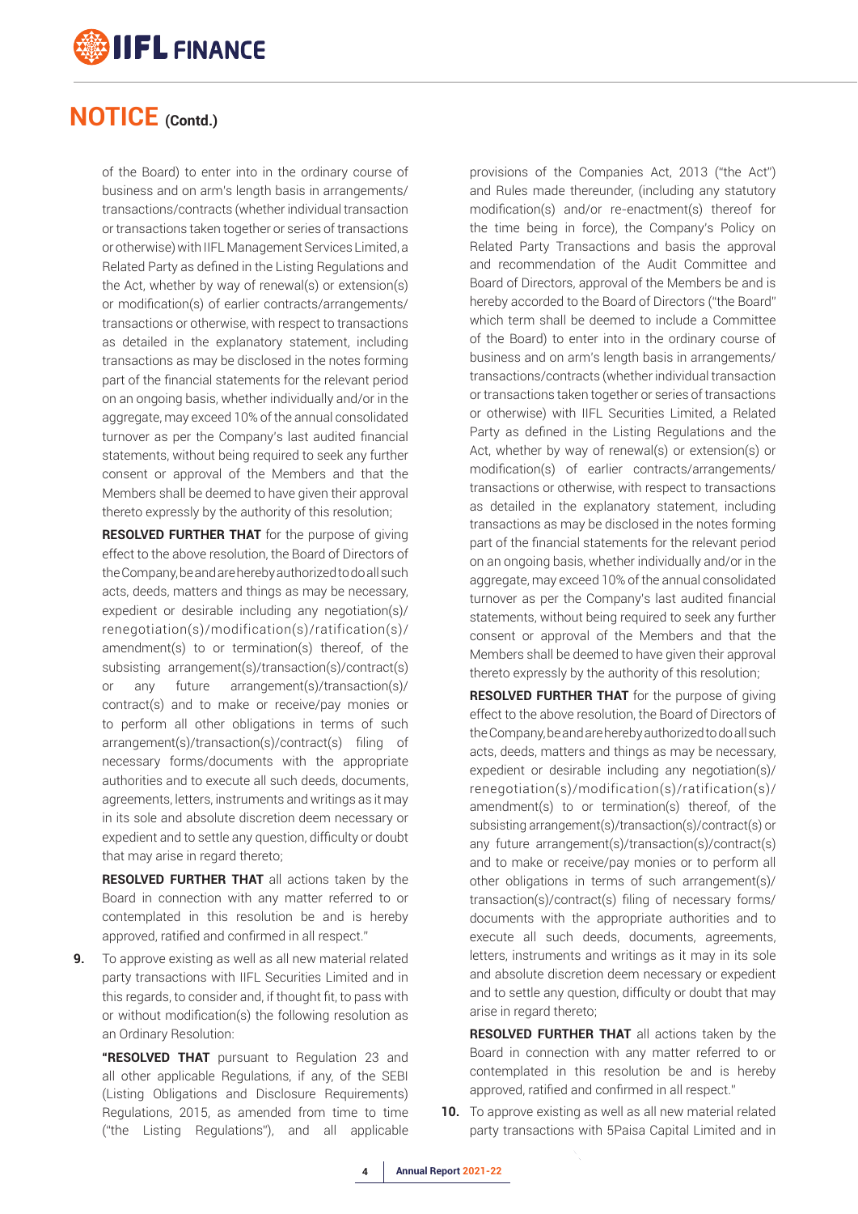## NOTICE (Contd.)

of the Board) to enter into in the ordinary course of business and on arm's length basis in arrangements/ transactions/contracts (whether individual transaction or transactions taken together or series of transactions or otherwise) with IIFL Management Services Limited, a Related Party as defined in the Listing Regulations and the Act, whether by way of renewal(s) or extension(s) or modification(s) of earlier contracts/arrangements/ transactions or otherwise, with respect to transactions as detailed in the explanatory statement, including transactions as may be disclosed in the notes forming part of the financial statements for the relevant period on an ongoing basis, whether individually and/or in the aggregate, may exceed 10% of the annual consolidated turnover as per the Company's last audited financial statements, without being required to seek any further consent or approval of the Members and that the Members shall be deemed to have given their approval thereto expressly by the authority of this resolution;

**RESOLVED FURTHER THAT** for the purpose of giving effect to the above resolution, the Board of Directors of the Company, be and are hereby authorized to do all such acts, deeds, matters and things as may be necessary, expedient or desirable including any negotiation(s)/ renegotiation(s)/modification(s)/ratification(s)/ amendment(s) to or termination(s) thereof, of the subsisting arrangement(s)/transaction(s)/contract(s) or any future arrangement(s)/transaction(s)/ contract(s) and to make or receive/pay monies or to perform all other obligations in terms of such arrangement(s)/transaction(s)/contract(s) filing of necessary forms/documents with the appropriate authorities and to execute all such deeds, documents, agreements, letters, instruments and writings as it may in its sole and absolute discretion deem necessary or expedient and to settle any question, difficulty or doubt that may arise in regard thereto;

**RESOLVED FURTHER THAT** all actions taken by the Board in connection with any matter referred to or contemplated in this resolution be and is hereby approved, ratified and confirmed in all respect."

**9.** To approve existing as well as all new material related party transactions with IIFL Securities Limited and in this regards, to consider and, if thought fit, to pass with or without modification(s) the following resolution as an Ordinary Resolution:

**"RESOLVED THAT** pursuant to Regulation 23 and all other applicable Regulations, if any, of the SEBI (Listing Obligations and Disclosure Requirements) Regulations, 2015, as amended from time to time ("the Listing Regulations"), and all applicable provisions of the Companies Act, 2013 ("the Act") and Rules made thereunder, (including any statutory modification(s) and/or re-enactment(s) thereof for the time being in force), the Company's Policy on Related Party Transactions and basis the approval and recommendation of the Audit Committee and Board of Directors, approval of the Members be and is hereby accorded to the Board of Directors ("the Board" which term shall be deemed to include a Committee of the Board) to enter into in the ordinary course of business and on arm's length basis in arrangements/ transactions/contracts (whether individual transaction or transactions taken together or series of transactions or otherwise) with IIFL Securities Limited, a Related Party as defined in the Listing Regulations and the Act, whether by way of renewal(s) or extension(s) or modification(s) of earlier contracts/arrangements/ transactions or otherwise, with respect to transactions as detailed in the explanatory statement, including transactions as may be disclosed in the notes forming part of the financial statements for the relevant period on an ongoing basis, whether individually and/or in the aggregate, may exceed 10% of the annual consolidated turnover as per the Company's last audited financial statements, without being required to seek any further consent or approval of the Members and that the Members shall be deemed to have given their approval thereto expressly by the authority of this resolution;

**RESOLVED FURTHER THAT** for the purpose of giving effect to the above resolution, the Board of Directors of the Company, be and are hereby authorized to do all such acts, deeds, matters and things as may be necessary, expedient or desirable including any negotiation(s)/ renegotiation(s)/modification(s)/ratification(s)/ amendment(s) to or termination(s) thereof, of the subsisting arrangement(s)/transaction(s)/contract(s) or any future arrangement(s)/transaction(s)/contract(s) and to make or receive/pay monies or to perform all other obligations in terms of such arrangement(s)/ transaction(s)/contract(s) filing of necessary forms/ documents with the appropriate authorities and to execute all such deeds, documents, agreements, letters, instruments and writings as it may in its sole and absolute discretion deem necessary or expedient and to settle any question, difficulty or doubt that may arise in regard thereto;

**RESOLVED FURTHER THAT** all actions taken by the Board in connection with any matter referred to or contemplated in this resolution be and is hereby approved, ratified and confirmed in all respect."

**10.** To approve existing as well as all new material related party transactions with 5Paisa Capital Limited and in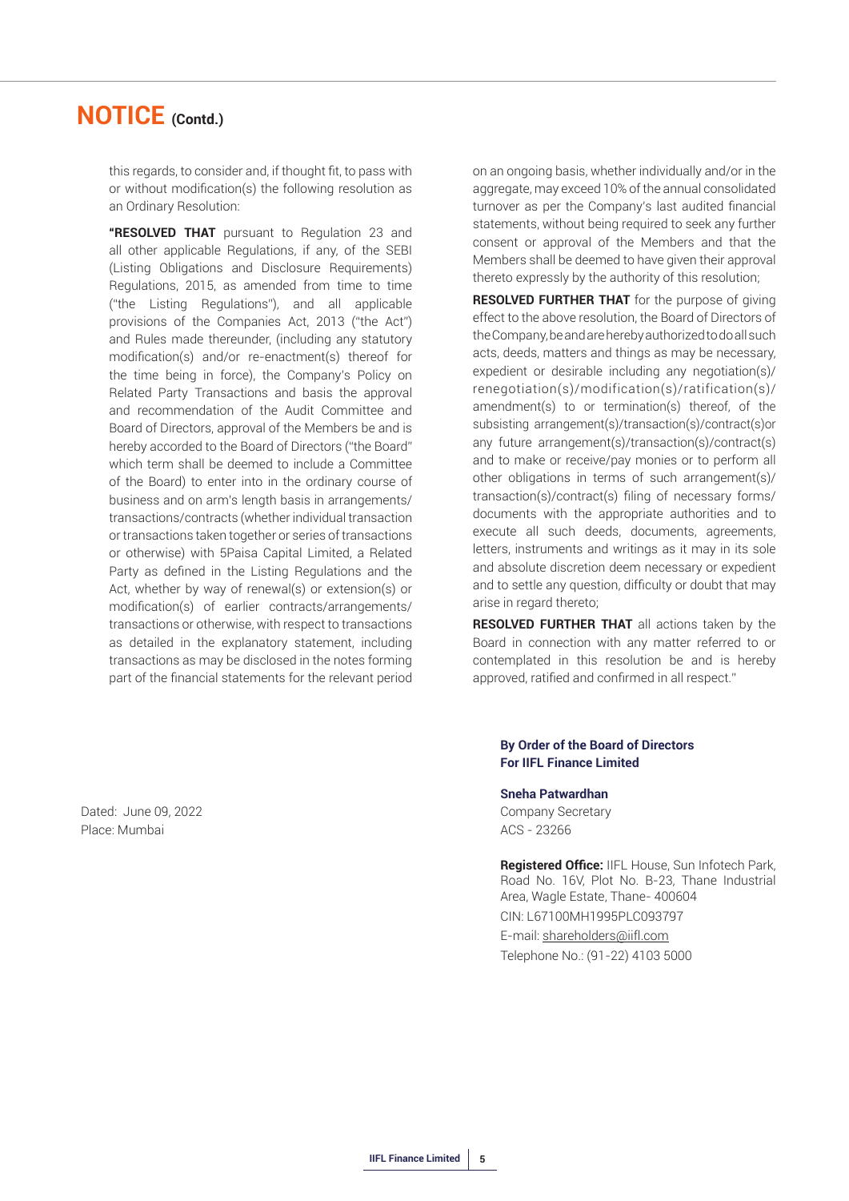# NOTICE (Contd.)

this regards, to consider and, if thought fit, to pass with or without modification(s) the following resolution as an Ordinary Resolution:

**"RESOLVED THAT** pursuant to Regulation 23 and all other applicable Regulations, if any, of the SEBI (Listing Obligations and Disclosure Requirements) Regulations, 2015, as amended from time to time ("the Listing Regulations"), and all applicable provisions of the Companies Act, 2013 ("the Act") and Rules made thereunder, (including any statutory modification(s) and/or re-enactment(s) thereof for the time being in force), the Company's Policy on Related Party Transactions and basis the approval and recommendation of the Audit Committee and Board of Directors, approval of the Members be and is hereby accorded to the Board of Directors ("the Board" which term shall be deemed to include a Committee of the Board) to enter into in the ordinary course of business and on arm's length basis in arrangements/ transactions/contracts (whether individual transaction or transactions taken together or series of transactions or otherwise) with 5Paisa Capital Limited, a Related Party as defined in the Listing Regulations and the Act, whether by way of renewal(s) or extension(s) or modification(s) of earlier contracts/arrangements/ transactions or otherwise, with respect to transactions as detailed in the explanatory statement, including transactions as may be disclosed in the notes forming part of the financial statements for the relevant period on an ongoing basis, whether individually and/or in the aggregate, may exceed 10% of the annual consolidated turnover as per the Company's last audited financial statements, without being required to seek any further consent or approval of the Members and that the Members shall be deemed to have given their approval thereto expressly by the authority of this resolution;

**RESOLVED FURTHER THAT** for the purpose of giving effect to the above resolution, the Board of Directors of the Company, be and are hereby authorized to do all such acts, deeds, matters and things as may be necessary, expedient or desirable including any negotiation(s)/ renegotiation(s)/modification(s)/ratification(s)/ amendment(s) to or termination(s) thereof, of the subsisting arrangement(s)/transaction(s)/contract(s)or any future arrangement(s)/transaction(s)/contract(s) and to make or receive/pay monies or to perform all other obligations in terms of such arrangement(s)/ transaction(s)/contract(s) filing of necessary forms/ documents with the appropriate authorities and to execute all such deeds, documents, agreements, letters, instruments and writings as it may in its sole and absolute discretion deem necessary or expedient and to settle any question, difficulty or doubt that may arise in regard thereto;

**RESOLVED FURTHER THAT** all actions taken by the Board in connection with any matter referred to or contemplated in this resolution be and is hereby approved, ratified and confirmed in all respect."

**By Order of the Board of Directors**
**For IIFL Finance Limited**

**Sneha Patwardhan**
Company Secretary
ACS - 23266

Dated: June 09, 2022
Place: Mumbai

**Registered Office:** IIFL House, Sun Infotech Park, Road No. 16V, Plot No. B-23, Thane Industrial Area, Wagle Estate, Thane- 400604
CIN: L67100MH1995PLC093797
E-mail: shareholders@iifl.com
Telephone No.: (91-22) 4103 5000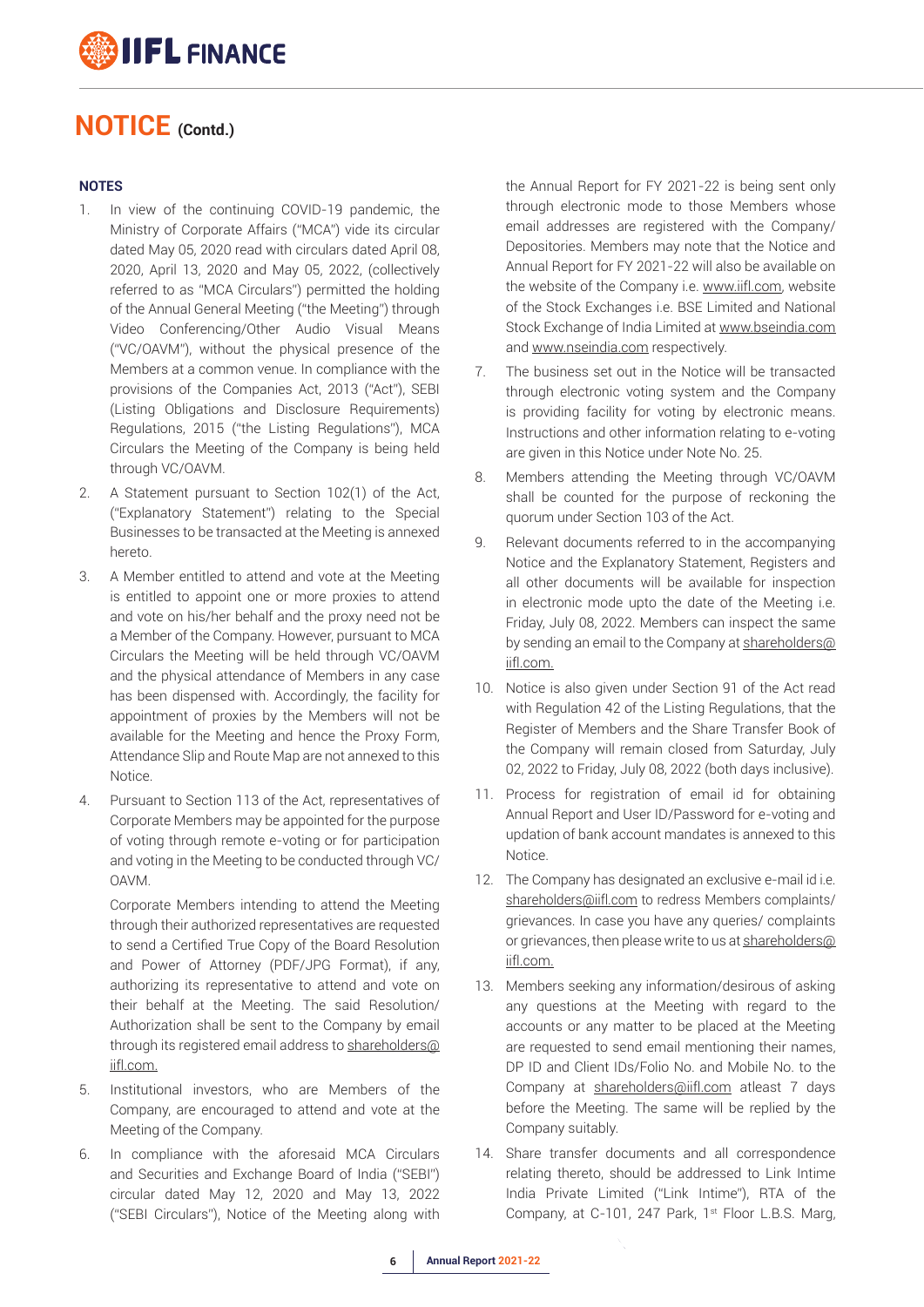# NOTICE (Contd.)

**NOTES**

1. In view of the continuing COVID-19 pandemic, the Ministry of Corporate Affairs ("MCA") vide its circular dated May 05, 2020 read with circulars dated April 08, 2020, April 13, 2020 and May 05, 2022, (collectively referred to as "MCA Circulars") permitted the holding of the Annual General Meeting ("the Meeting") through Video Conferencing/Other Audio Visual Means ("VC/OAVM"), without the physical presence of the Members at a common venue. In compliance with the provisions of the Companies Act, 2013 ("Act"), SEBI (Listing Obligations and Disclosure Requirements) Regulations, 2015 ("the Listing Regulations"), MCA Circulars the Meeting of the Company is being held through VC/OAVM.
2. A Statement pursuant to Section 102(1) of the Act, ("Explanatory Statement") relating to the Special Businesses to be transacted at the Meeting is annexed hereto.
3. A Member entitled to attend and vote at the Meeting is entitled to appoint one or more proxies to attend and vote on his/her behalf and the proxy need not be a Member of the Company. However, pursuant to MCA Circulars the Meeting will be held through VC/OAVM and the physical attendance of Members in any case has been dispensed with. Accordingly, the facility for appointment of proxies by the Members will not be available for the Meeting and hence the Proxy Form, Attendance Slip and Route Map are not annexed to this Notice.
4. Pursuant to Section 113 of the Act, representatives of Corporate Members may be appointed for the purpose of voting through remote e-voting or for participation and voting in the Meeting to be conducted through VC/OAVM.

   Corporate Members intending to attend the Meeting through their authorized representatives are requested to send a Certified True Copy of the Board Resolution and Power of Attorney (PDF/JPG Format), if any, authorizing its representative to attend and vote on their behalf at the Meeting. The said Resolution/Authorization shall be sent to the Company by email through its registered email address to shareholders@iifl.com.
5. Institutional investors, who are Members of the Company, are encouraged to attend and vote at the Meeting of the Company.
6. In compliance with the aforesaid MCA Circulars and Securities and Exchange Board of India ("SEBI") circular dated May 12, 2020 and May 13, 2022 ("SEBI Circulars"), Notice of the Meeting along with the Annual Report for FY 2021-22 is being sent only through electronic mode to those Members whose email addresses are registered with the Company/Depositories. Members may note that the Notice and Annual Report for FY 2021-22 will also be available on the website of the Company i.e. www.iifl.com, website of the Stock Exchanges i.e. BSE Limited and National Stock Exchange of India Limited at www.bseindia.com and www.nseindia.com respectively.
7. The business set out in the Notice will be transacted through electronic voting system and the Company is providing facility for voting by electronic means. Instructions and other information relating to e-voting are given in this Notice under Note No. 25.
8. Members attending the Meeting through VC/OAVM shall be counted for the purpose of reckoning the quorum under Section 103 of the Act.
9. Relevant documents referred to in the accompanying Notice and the Explanatory Statement, Registers and all other documents will be available for inspection in electronic mode upto the date of the Meeting i.e. Friday, July 08, 2022. Members can inspect the same by sending an email to the Company at shareholders@iifl.com.
10. Notice is also given under Section 91 of the Act read with Regulation 42 of the Listing Regulations, that the Register of Members and the Share Transfer Book of the Company will remain closed from Saturday, July 02, 2022 to Friday, July 08, 2022 (both days inclusive).
11. Process for registration of email id for obtaining Annual Report and User ID/Password for e-voting and updation of bank account mandates is annexed to this Notice.
12. The Company has designated an exclusive e-mail id i.e. shareholders@iifl.com to redress Members complaints/grievances. In case you have any queries/ complaints or grievances, then please write to us at shareholders@iifl.com.
13. Members seeking any information/desirous of asking any questions at the Meeting with regard to the accounts or any matter to be placed at the Meeting are requested to send email mentioning their names, DP ID and Client IDs/Folio No. and Mobile No. to the Company at shareholders@iifl.com atleast 7 days before the Meeting. The same will be replied by the Company suitably.
14. Share transfer documents and all correspondence relating thereto, should be addressed to Link Intime India Private Limited ("Link Intime"), RTA of the Company, at C-101, 247 Park, 1st Floor L.B.S. Marg,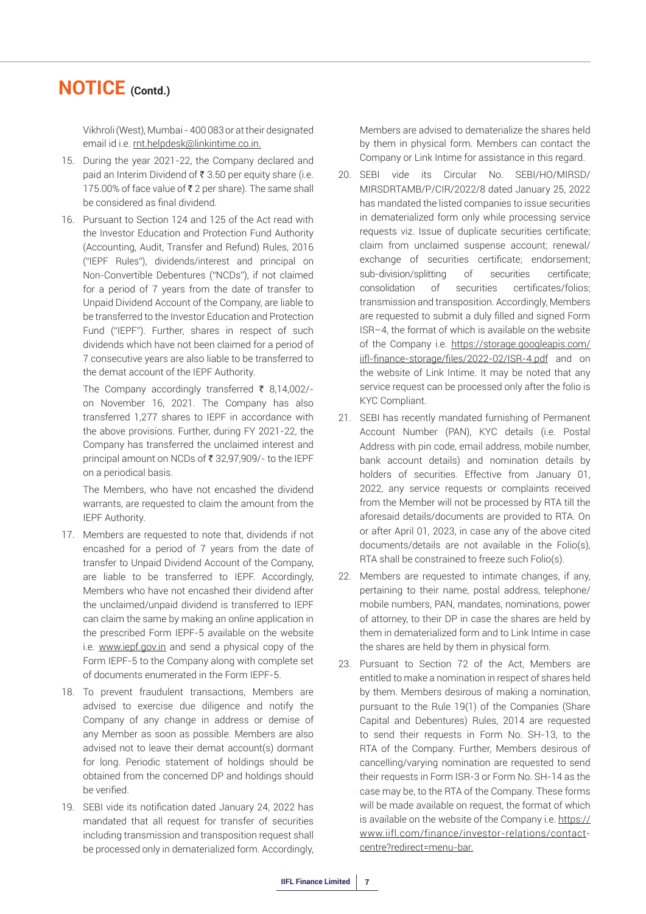# NOTICE (Contd.)

Vikhroli (West), Mumbai - 400 083 or at their designated email id i.e. rnt.helpdesk@linkintime.co.in.

15. During the year 2021-22, the Company declared and paid an Interim Dividend of ₹ 3.50 per equity share (i.e. 175.00% of face value of ₹ 2 per share). The same shall be considered as final dividend.

16. Pursuant to Section 124 and 125 of the Act read with the Investor Education and Protection Fund Authority (Accounting, Audit, Transfer and Refund) Rules, 2016 ("IEPF Rules"), dividends/interest and principal on Non-Convertible Debentures ("NCDs"), if not claimed for a period of 7 years from the date of transfer to Unpaid Dividend Account of the Company, are liable to be transferred to the Investor Education and Protection Fund ("IEPF"). Further, shares in respect of such dividends which have not been claimed for a period of 7 consecutive years are also liable to be transferred to the demat account of the IEPF Authority.

    The Company accordingly transferred ₹ 8,14,002/- on November 16, 2021. The Company has also transferred 1,277 shares to IEPF in accordance with the above provisions. Further, during FY 2021-22, the Company has transferred the unclaimed interest and principal amount on NCDs of ₹ 32,97,909/- to the IEPF on a periodical basis.

    The Members, who have not encashed the dividend warrants, are requested to claim the amount from the IEPF Authority.

17. Members are requested to note that, dividends if not encashed for a period of 7 years from the date of transfer to Unpaid Dividend Account of the Company, are liable to be transferred to IEPF. Accordingly, Members who have not encashed their dividend after the unclaimed/unpaid dividend is transferred to IEPF can claim the same by making an online application in the prescribed Form IEPF-5 available on the website i.e. www.iepf.gov.in and send a physical copy of the Form IEPF-5 to the Company along with complete set of documents enumerated in the Form IEPF-5.

18. To prevent fraudulent transactions, Members are advised to exercise due diligence and notify the Company of any change in address or demise of any Member as soon as possible. Members are also advised not to leave their demat account(s) dormant for long. Periodic statement of holdings should be obtained from the concerned DP and holdings should be verified.

19. SEBI vide its notification dated January 24, 2022 has mandated that all request for transfer of securities including transmission and transposition request shall be processed only in dematerialized form. Accordingly, Members are advised to dematerialize the shares held by them in physical form. Members can contact the Company or Link Intime for assistance in this regard.

20. SEBI vide its Circular No. SEBI/HO/MIRSD/MIRSDRTAMB/P/CIR/2022/8 dated January 25, 2022 has mandated the listed companies to issue securities in dematerialized form only while processing service requests viz. Issue of duplicate securities certificate; claim from unclaimed suspense account; renewal/exchange of securities certificate; endorsement; sub-division/splitting of securities certificate; consolidation of securities certificates/folios; transmission and transposition. Accordingly, Members are requested to submit a duly filled and signed Form ISR–4, the format of which is available on the website of the Company i.e. https://storage.googleapis.com/iifl-finance-storage/files/2022-02/ISR-4.pdf and on the website of Link Intime. It may be noted that any service request can be processed only after the folio is KYC Compliant.

21. SEBI has recently mandated furnishing of Permanent Account Number (PAN), KYC details (i.e. Postal Address with pin code, email address, mobile number, bank account details) and nomination details by holders of securities. Effective from January 01, 2022, any service requests or complaints received from the Member will not be processed by RTA till the aforesaid details/documents are provided to RTA. On or after April 01, 2023, in case any of the above cited documents/details are not available in the Folio(s), RTA shall be constrained to freeze such Folio(s).

22. Members are requested to intimate changes, if any, pertaining to their name, postal address, telephone/mobile numbers, PAN, mandates, nominations, power of attorney, to their DP in case the shares are held by them in dematerialized form and to Link Intime in case the shares are held by them in physical form.

23. Pursuant to Section 72 of the Act, Members are entitled to make a nomination in respect of shares held by them. Members desirous of making a nomination, pursuant to the Rule 19(1) of the Companies (Share Capital and Debentures) Rules, 2014 are requested to send their requests in Form No. SH-13, to the RTA of the Company. Further, Members desirous of cancelling/varying nomination are requested to send their requests in Form ISR-3 or Form No. SH-14 as the case may be, to the RTA of the Company. These forms will be made available on request, the format of which is available on the website of the Company i.e. https://www.iifl.com/finance/investor-relations/contact-centre?redirect=menu-bar.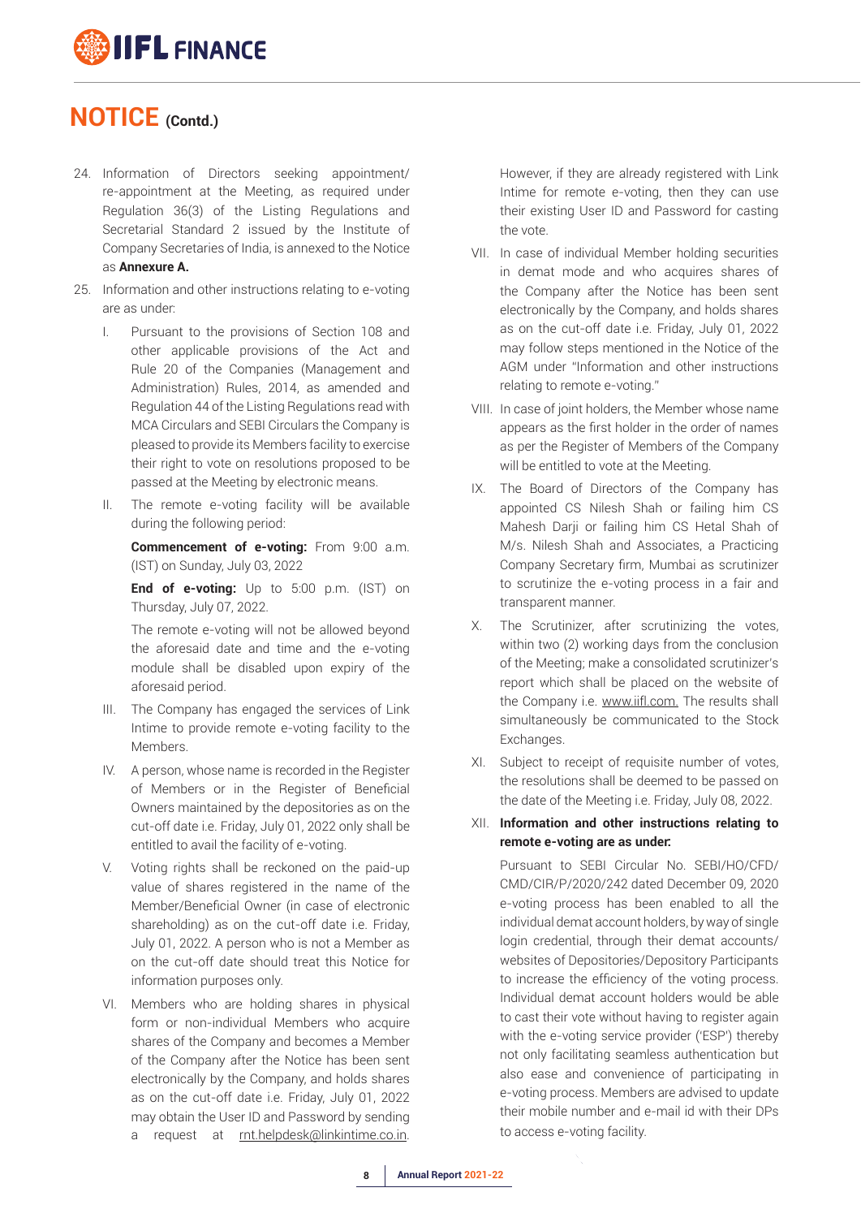# NOTICE (Contd.)

24. Information of Directors seeking appointment/re-appointment at the Meeting, as required under Regulation 36(3) of the Listing Regulations and Secretarial Standard 2 issued by the Institute of Company Secretaries of India, is annexed to the Notice as **Annexure A.**

25. Information and other instructions relating to e-voting are as under:

    I. Pursuant to the provisions of Section 108 and other applicable provisions of the Act and Rule 20 of the Companies (Management and Administration) Rules, 2014, as amended and Regulation 44 of the Listing Regulations read with MCA Circulars and SEBI Circulars the Company is pleased to provide its Members facility to exercise their right to vote on resolutions proposed to be passed at the Meeting by electronic means.

    II. The remote e-voting facility will be available during the following period:

       **Commencement of e-voting:** From 9:00 a.m. (IST) on Sunday, July 03, 2022

       **End of e-voting:** Up to 5:00 p.m. (IST) on Thursday, July 07, 2022.

       The remote e-voting will not be allowed beyond the aforesaid date and time and the e-voting module shall be disabled upon expiry of the aforesaid period.

    III. The Company has engaged the services of Link Intime to provide remote e-voting facility to the Members.

    IV. A person, whose name is recorded in the Register of Members or in the Register of Beneficial Owners maintained by the depositories as on the cut-off date i.e. Friday, July 01, 2022 only shall be entitled to avail the facility of e-voting.

    V. Voting rights shall be reckoned on the paid-up value of shares registered in the name of the Member/Beneficial Owner (in case of electronic shareholding) as on the cut-off date i.e. Friday, July 01, 2022. A person who is not a Member as on the cut-off date should treat this Notice for information purposes only.

    VI. Members who are holding shares in physical form or non-individual Members who acquire shares of the Company and becomes a Member of the Company after the Notice has been sent electronically by the Company, and holds shares as on the cut-off date i.e. Friday, July 01, 2022 may obtain the User ID and Password by sending a request at rnt.helpdesk@linkintime.co.in. However, if they are already registered with Link Intime for remote e-voting, then they can use their existing User ID and Password for casting the vote.

    VII. In case of individual Member holding securities in demat mode and who acquires shares of the Company after the Notice has been sent electronically by the Company, and holds shares as on the cut-off date i.e. Friday, July 01, 2022 may follow steps mentioned in the Notice of the AGM under "Information and other instructions relating to remote e-voting."

    VIII. In case of joint holders, the Member whose name appears as the first holder in the order of names as per the Register of Members of the Company will be entitled to vote at the Meeting.

    IX. The Board of Directors of the Company has appointed CS Nilesh Shah or failing him CS Mahesh Darji or failing him CS Hetal Shah of M/s. Nilesh Shah and Associates, a Practicing Company Secretary firm, Mumbai as scrutinizer to scrutinize the e-voting process in a fair and transparent manner.

    X. The Scrutinizer, after scrutinizing the votes, within two (2) working days from the conclusion of the Meeting; make a consolidated scrutinizer's report which shall be placed on the website of the Company i.e. www.iifl.com. The results shall simultaneously be communicated to the Stock Exchanges.

    XI. Subject to receipt of requisite number of votes, the resolutions shall be deemed to be passed on the date of the Meeting i.e. Friday, July 08, 2022.

    XII. **Information and other instructions relating to remote e-voting are as under:**

       Pursuant to SEBI Circular No. SEBI/HO/CFD/CMD/CIR/P/2020/242 dated December 09, 2020 e-voting process has been enabled to all the individual demat account holders, by way of single login credential, through their demat accounts/websites of Depositories/Depository Participants to increase the efficiency of the voting process. Individual demat account holders would be able to cast their vote without having to register again with the e-voting service provider ('ESP') thereby not only facilitating seamless authentication but also ease and convenience of participating in e-voting process. Members are advised to update their mobile number and e-mail id with their DPs to access e-voting facility.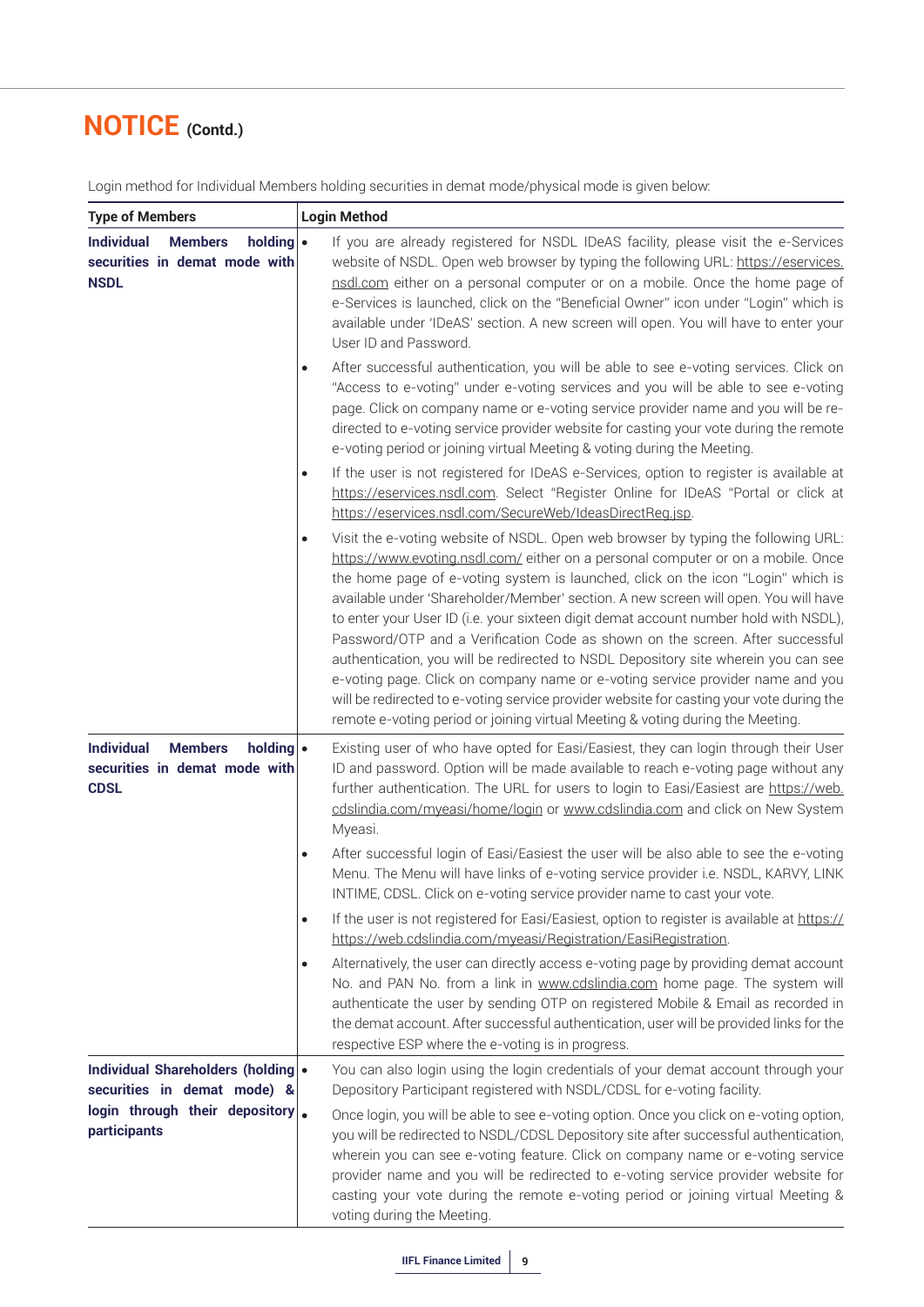# NOTICE (Contd.)

Login method for Individual Members holding securities in demat mode/physical mode is given below:

| Type of Members | Login Method |
|---|---|
| **Individual Members holding securities in demat mode with NSDL** | • If you are already registered for NSDL IDeAS facility, please visit the e-Services website of NSDL. Open web browser by typing the following URL: https://eservices.nsdl.com either on a personal computer or on a mobile. Once the home page of e-Services is launched, click on the "Beneficial Owner" icon under "Login" which is available under 'IDeAS' section. A new screen will open. You will have to enter your User ID and Password.<br>• After successful authentication, you will be able to see e-voting services. Click on "Access to e-voting" under e-voting services and you will be able to see e-voting page. Click on company name or e-voting service provider name and you will be re-directed to e-voting service provider website for casting your vote during the remote e-voting period or joining virtual Meeting & voting during the Meeting.<br>• If the user is not registered for IDeAS e-Services, option to register is available at https://eservices.nsdl.com. Select "Register Online for IDeAS "Portal or click at https://eservices.nsdl.com/SecureWeb/IdeasDirectReg.jsp.<br>• Visit the e-voting website of NSDL. Open web browser by typing the following URL: https://www.evoting.nsdl.com/ either on a personal computer or on a mobile. Once the home page of e-voting system is launched, click on the icon "Login" which is available under 'Shareholder/Member' section. A new screen will open. You will have to enter your User ID (i.e. your sixteen digit demat account number hold with NSDL), Password/OTP and a Verification Code as shown on the screen. After successful authentication, you will be redirected to NSDL Depository site wherein you can see e-voting page. Click on company name or e-voting service provider name and you will be redirected to e-voting service provider website for casting your vote during the remote e-voting period or joining virtual Meeting & voting during the Meeting. |
| **Individual Members holding securities in demat mode with CDSL** | • Existing user of who have opted for Easi/Easiest, they can login through their User ID and password. Option will be made available to reach e-voting page without any further authentication. The URL for users to login to Easi/Easiest are https://web.cdslindia.com/myeasi/home/login or www.cdslindia.com and click on New System Myeasi.<br>• After successful login of Easi/Easiest the user will be also able to see the e-voting Menu. The Menu will have links of e-voting service provider i.e. NSDL, KARVY, LINK INTIME, CDSL. Click on e-voting service provider name to cast your vote.<br>• If the user is not registered for Easi/Easiest, option to register is available at https:// https://web.cdslindia.com/myeasi/Registration/EasiRegistration.<br>• Alternatively, the user can directly access e-voting page by providing demat account No. and PAN No. from a link in www.cdslindia.com home page. The system will authenticate the user by sending OTP on registered Mobile & Email as recorded in the demat account. After successful authentication, user will be provided links for the respective ESP where the e-voting is in progress. |
| **Individual Shareholders (holding securities in demat mode) & login through their depository participants** | • You can also login using the login credentials of your demat account through your Depository Participant registered with NSDL/CDSL for e-voting facility.<br>• Once login, you will be able to see e-voting option. Once you click on e-voting option, you will be redirected to NSDL/CDSL Depository site after successful authentication, wherein you can see e-voting feature. Click on company name or e-voting service provider name and you will be redirected to e-voting service provider website for casting your vote during the remote e-voting period or joining virtual Meeting & voting during the Meeting. |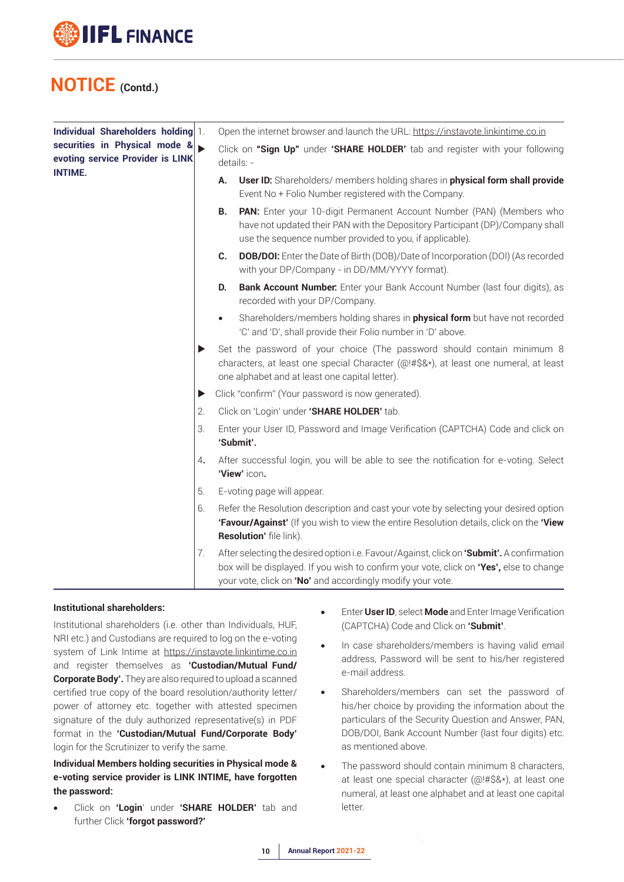# NOTICE (Contd.)

| | |
|---|---|
| **Individual Shareholders holding securities in Physical mode & evoting service Provider is LINK INTIME.** | 1. Open the internet browser and launch the URL: https://instavote.linkintime.co.in<br>▶ Click on **"Sign Up"** under **'SHARE HOLDER'** tab and register with your following details: -<br>**A. User ID:** Shareholders/ members holding shares in **physical form shall provide** Event No + Folio Number registered with the Company.<br>**B. PAN:** Enter your 10-digit Permanent Account Number (PAN) (Members who have not updated their PAN with the Depository Participant (DP)/Company shall use the sequence number provided to you, if applicable).<br>**C. DOB/DOI:** Enter the Date of Birth (DOB)/Date of Incorporation (DOI) (As recorded with your DP/Company - in DD/MM/YYYY format).<br>**D. Bank Account Number:** Enter your Bank Account Number (last four digits), as recorded with your DP/Company.<br>• Shareholders/members holding shares in **physical form** but have not recorded 'C' and 'D', shall provide their Folio number in 'D' above.<br>▶ Set the password of your choice (The password should contain minimum 8 characters, at least one special Character (@!#$&*), at least one numeral, at least one alphabet and at least one capital letter).<br>▶ Click "confirm" (Your password is now generated).<br>2. Click on 'Login' under **'SHARE HOLDER'** tab.<br>3. Enter your User ID, Password and Image Verification (CAPTCHA) Code and click on **'Submit'.**<br>4. After successful login, you will be able to see the notification for e-voting. Select **'View'** icon.<br>5. E-voting page will appear.<br>6. Refer the Resolution description and cast your vote by selecting your desired option **'Favour/Against'** (If you wish to view the entire Resolution details, click on the **'View Resolution'** file link).<br>7. After selecting the desired option i.e. Favour/Against, click on **'Submit'.** A confirmation box will be displayed. If you wish to confirm your vote, click on **'Yes',** else to change your vote, click on **'No'** and accordingly modify your vote. |

**Institutional shareholders:**

Institutional shareholders (i.e. other than Individuals, HUF, NRI etc.) and Custodians are required to log on the e-voting system of Link Intime at https://instavote.linkintime.co.in and register themselves as **'Custodian/Mutual Fund/ Corporate Body'.** They are also required to upload a scanned certified true copy of the board resolution/authority letter/ power of attorney etc. together with attested specimen signature of the duly authorized representative(s) in PDF format in the **'Custodian/Mutual Fund/Corporate Body'** login for the Scrutinizer to verify the same.

**Individual Members holding securities in Physical mode & e-voting service provider is LINK INTIME, have forgotten the password:**

- Click on **'Login'** under **'SHARE HOLDER'** tab and further Click **'forgot password?'**
- Enter **User ID**, select **Mode** and Enter Image Verification (CAPTCHA) Code and Click on **'Submit'**.
- In case shareholders/members is having valid email address, Password will be sent to his/her registered e-mail address.
- Shareholders/members can set the password of his/her choice by providing the information about the particulars of the Security Question and Answer, PAN, DOB/DOI, Bank Account Number (last four digits) etc. as mentioned above.
- The password should contain minimum 8 characters, at least one special character (@!#$&*), at least one numeral, at least one alphabet and at least one capital letter.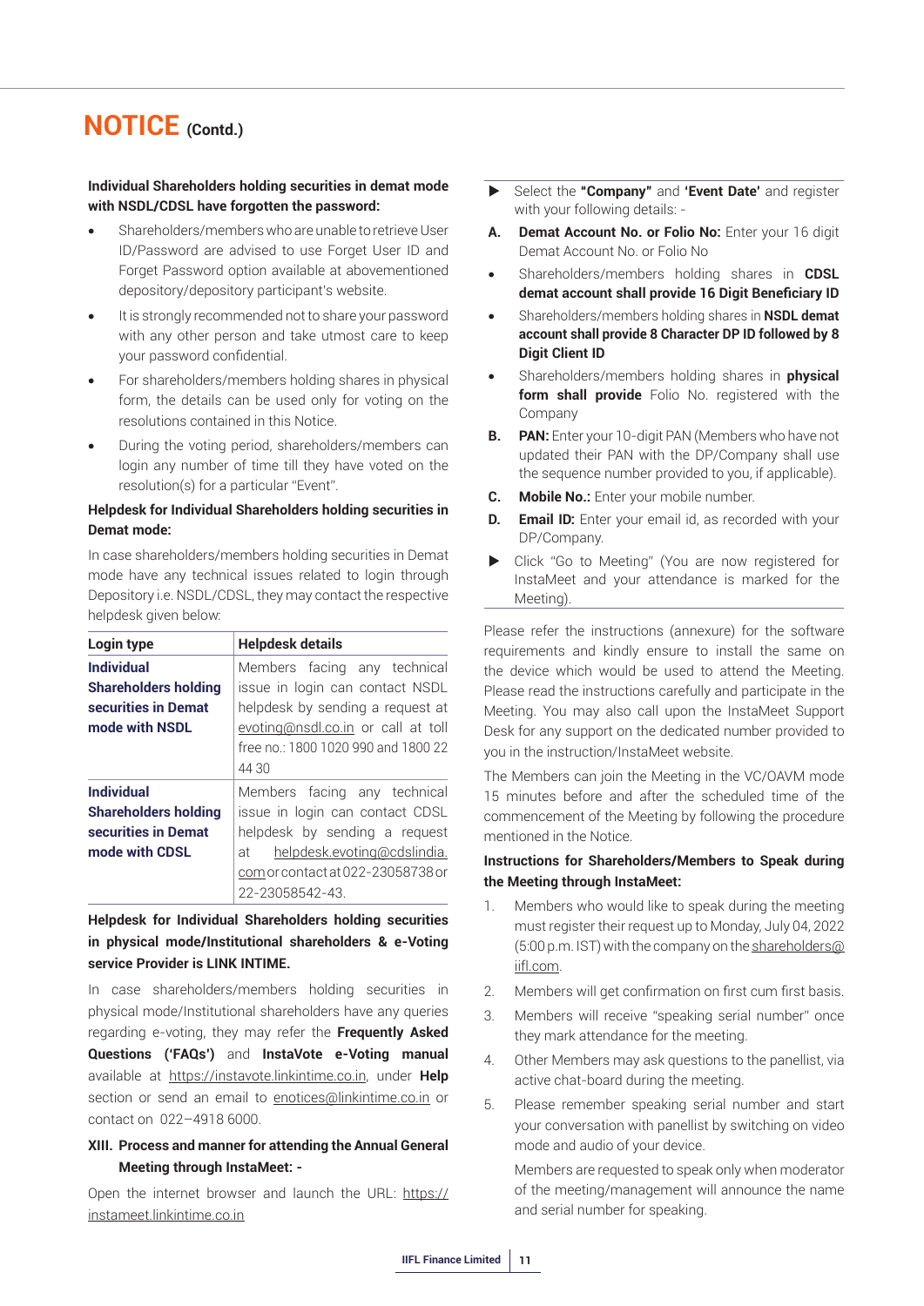## NOTICE (Contd.)

**Individual Shareholders holding securities in demat mode with NSDL/CDSL have forgotten the password:**

- Shareholders/members who are unable to retrieve User ID/Password are advised to use Forget User ID and Forget Password option available at abovementioned depository/depository participant's website.
- It is strongly recommended not to share your password with any other person and take utmost care to keep your password confidential.
- For shareholders/members holding shares in physical form, the details can be used only for voting on the resolutions contained in this Notice.
- During the voting period, shareholders/members can login any number of time till they have voted on the resolution(s) for a particular "Event".

**Helpdesk for Individual Shareholders holding securities in Demat mode:**

In case shareholders/members holding securities in Demat mode have any technical issues related to login through Depository i.e. NSDL/CDSL, they may contact the respective helpdesk given below:

| Login type | Helpdesk details |
|---|---|
| **Individual Shareholders holding securities in Demat mode with NSDL** | Members facing any technical issue in login can contact NSDL helpdesk by sending a request at evoting@nsdl.co.in or call at toll free no.: 1800 1020 990 and 1800 22 44 30 |
| **Individual Shareholders holding securities in Demat mode with CDSL** | Members facing any technical issue in login can contact CDSL helpdesk by sending a request at helpdesk.evoting@cdslindia.com or contact at 022-23058738 or 22-23058542-43. |

**Helpdesk for Individual Shareholders holding securities in physical mode/Institutional shareholders & e-Voting service Provider is LINK INTIME.**

In case shareholders/members holding securities in physical mode/Institutional shareholders have any queries regarding e-voting, they may refer the **Frequently Asked Questions ('FAQs')** and **InstaVote e-Voting manual** available at https://instavote.linkintime.co.in, under **Help** section or send an email to enotices@linkintime.co.in or contact on 022–4918 6000.

**XIII. Process and manner for attending the Annual General Meeting through InstaMeet: -**

Open the internet browser and launch the URL: https://instameet.linkintime.co.in

- Select the **"Company"** and **'Event Date'** and register with your following details: -

**A. Demat Account No. or Folio No:** Enter your 16 digit Demat Account No. or Folio No

- Shareholders/members holding shares in **CDSL demat account shall provide 16 Digit Beneficiary ID**
- Shareholders/members holding shares in **NSDL demat account shall provide 8 Character DP ID followed by 8 Digit Client ID**
- Shareholders/members holding shares in **physical form shall provide** Folio No. registered with the Company

**B. PAN:** Enter your 10-digit PAN (Members who have not updated their PAN with the DP/Company shall use the sequence number provided to you, if applicable).

**C. Mobile No.:** Enter your mobile number.

**D. Email ID:** Enter your email id, as recorded with your DP/Company.

- Click "Go to Meeting" (You are now registered for InstaMeet and your attendance is marked for the Meeting).

Please refer the instructions (annexure) for the software requirements and kindly ensure to install the same on the device which would be used to attend the Meeting. Please read the instructions carefully and participate in the Meeting. You may also call upon the InstaMeet Support Desk for any support on the dedicated number provided to you in the instruction/InstaMeet website.

The Members can join the Meeting in the VC/OAVM mode 15 minutes before and after the scheduled time of the commencement of the Meeting by following the procedure mentioned in the Notice.

**Instructions for Shareholders/Members to Speak during the Meeting through InstaMeet:**

1. Members who would like to speak during the meeting must register their request up to Monday, July 04, 2022 (5:00 p.m. IST) with the company on the shareholders@iifl.com.
2. Members will get confirmation on first cum first basis.
3. Members will receive "speaking serial number" once they mark attendance for the meeting.
4. Other Members may ask questions to the panellist, via active chat-board during the meeting.
5. Please remember speaking serial number and start your conversation with panellist by switching on video mode and audio of your device.

   Members are requested to speak only when moderator of the meeting/management will announce the name and serial number for speaking.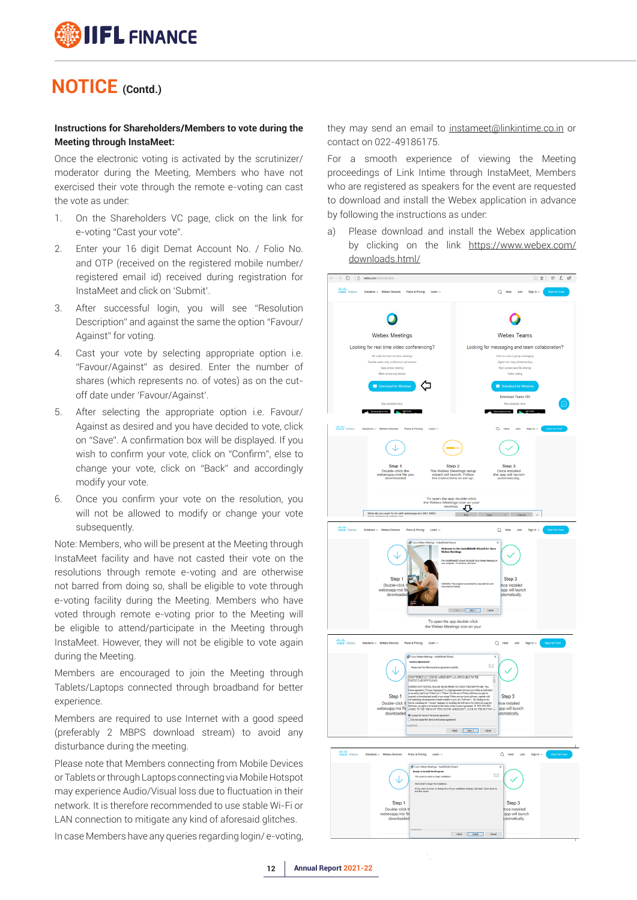# NOTICE (Contd.)

**Instructions for Shareholders/Members to vote during the Meeting through InstaMeet:**

Once the electronic voting is activated by the scrutinizer/ moderator during the Meeting, Members who have not exercised their vote through the remote e-voting can cast the vote as under:

1. On the Shareholders VC page, click on the link for e-voting "Cast your vote".
2. Enter your 16 digit Demat Account No. / Folio No. and OTP (received on the registered mobile number/ registered email id) received during registration for InstaMeet and click on 'Submit'.
3. After successful login, you will see "Resolution Description" and against the same the option "Favour/ Against" for voting.
4. Cast your vote by selecting appropriate option i.e. "Favour/Against" as desired. Enter the number of shares (which represents no. of votes) as on the cut-off date under 'Favour/Against'.
5. After selecting the appropriate option i.e. Favour/ Against as desired and you have decided to vote, click on "Save". A confirmation box will be displayed. If you wish to confirm your vote, click on "Confirm", else to change your vote, click on "Back" and accordingly modify your vote.
6. Once you confirm your vote on the resolution, you will not be allowed to modify or change your vote subsequently.

Note: Members, who will be present at the Meeting through InstaMeet facility and have not casted their vote on the resolutions through remote e-voting and are otherwise not barred from doing so, shall be eligible to vote through e-voting facility during the Meeting. Members who have voted through remote e-voting prior to the Meeting will be eligible to attend/participate in the Meeting through InstaMeet. However, they will not be eligible to vote again during the Meeting.

Members are encouraged to join the Meeting through Tablets/Laptops connected through broadband for better experience.

Members are required to use Internet with a good speed (preferably 2 MBPS download stream) to avoid any disturbance during the meeting.

Please note that Members connecting from Mobile Devices or Tablets or through Laptops connecting via Mobile Hotspot may experience Audio/Visual loss due to fluctuation in their network. It is therefore recommended to use stable Wi-Fi or LAN connection to mitigate any kind of aforesaid glitches.

In case Members have any queries regarding login/ e-voting, they may send an email to instameet@linkintime.co.in or contact on 022-49186175.

For a smooth experience of viewing the Meeting proceedings of Link Intime through InstaMeet, Members who are registered as speakers for the event are requested to download and install the Webex application in advance by following the instructions as under:

a) Please download and install the Webex application by clicking on the link https://www.webex.com/downloads.html/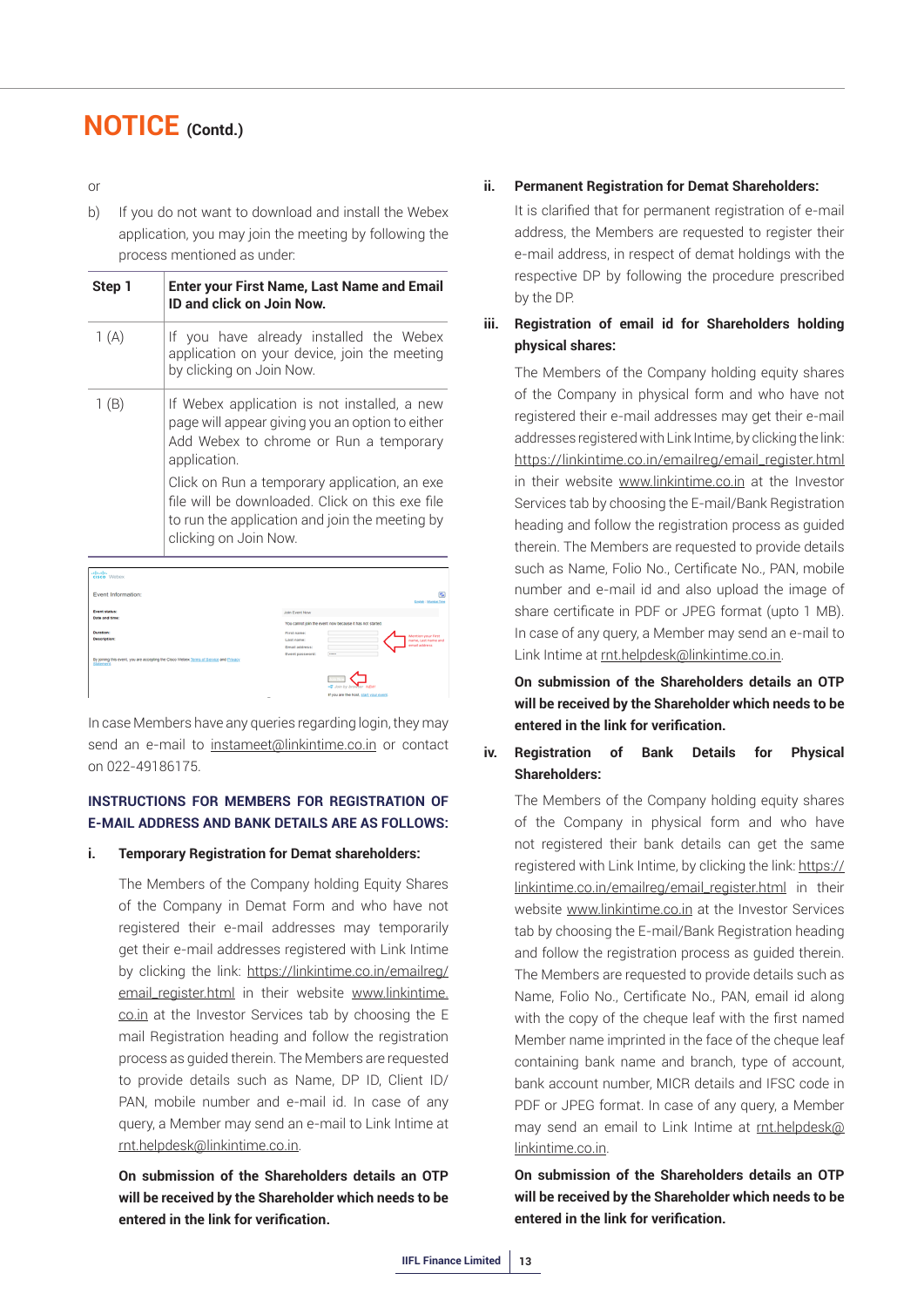# NOTICE (Contd.)

or

b) If you do not want to download and install the Webex application, you may join the meeting by following the process mentioned as under:

| Step 1 | Enter your First Name, Last Name and Email ID and click on Join Now. |
|---|---|
| 1 (A) | If you have already installed the Webex application on your device, join the meeting by clicking on Join Now. |
| 1 (B) | If Webex application is not installed, a new page will appear giving you an option to either Add Webex to chrome or Run a temporary application. Click on Run a temporary application, an exe file will be downloaded. Click on this exe file to run the application and join the meeting by clicking on Join Now. |

In case Members have any queries regarding login, they may send an e-mail to instameet@linkintime.co.in or contact on 022-49186175.

**INSTRUCTIONS FOR MEMBERS FOR REGISTRATION OF E-MAIL ADDRESS AND BANK DETAILS ARE AS FOLLOWS:**

**i. Temporary Registration for Demat shareholders:**

The Members of the Company holding Equity Shares of the Company in Demat Form and who have not registered their e-mail addresses may temporarily get their e-mail addresses registered with Link Intime by clicking the link: https://linkintime.co.in/emailreg/email_register.html in their website www.linkintime.co.in at the Investor Services tab by choosing the E mail Registration heading and follow the registration process as guided therein. The Members are requested to provide details such as Name, DP ID, Client ID/ PAN, mobile number and e-mail id. In case of any query, a Member may send an e-mail to Link Intime at rnt.helpdesk@linkintime.co.in.

**On submission of the Shareholders details an OTP will be received by the Shareholder which needs to be entered in the link for verification.**

**ii. Permanent Registration for Demat Shareholders:**

It is clarified that for permanent registration of e-mail address, the Members are requested to register their e-mail address, in respect of demat holdings with the respective DP by following the procedure prescribed by the DP.

**iii. Registration of email id for Shareholders holding physical shares:**

The Members of the Company holding equity shares of the Company in physical form and who have not registered their e-mail addresses may get their e-mail addresses registered with Link Intime, by clicking the link: https://linkintime.co.in/emailreg/email_register.html in their website www.linkintime.co.in at the Investor Services tab by choosing the E-mail/Bank Registration heading and follow the registration process as guided therein. The Members are requested to provide details such as Name, Folio No., Certificate No., PAN, mobile number and e-mail id and also upload the image of share certificate in PDF or JPEG format (upto 1 MB). In case of any query, a Member may send an e-mail to Link Intime at rnt.helpdesk@linkintime.co.in.

**On submission of the Shareholders details an OTP will be received by the Shareholder which needs to be entered in the link for verification.**

**iv. Registration of Bank Details for Physical Shareholders:**

The Members of the Company holding equity shares of the Company in physical form and who have not registered their bank details can get the same registered with Link Intime, by clicking the link: https://linkintime.co.in/emailreg/email_register.html in their website www.linkintime.co.in at the Investor Services tab by choosing the E-mail/Bank Registration heading and follow the registration process as guided therein. The Members are requested to provide details such as Name, Folio No., Certificate No., PAN, email id along with the copy of the cheque leaf with the first named Member name imprinted in the face of the cheque leaf containing bank name and branch, type of account, bank account number, MICR details and IFSC code in PDF or JPEG format. In case of any query, a Member may send an email to Link Intime at rnt.helpdesk@linkintime.co.in.

**On submission of the Shareholders details an OTP will be received by the Shareholder which needs to be entered in the link for verification.**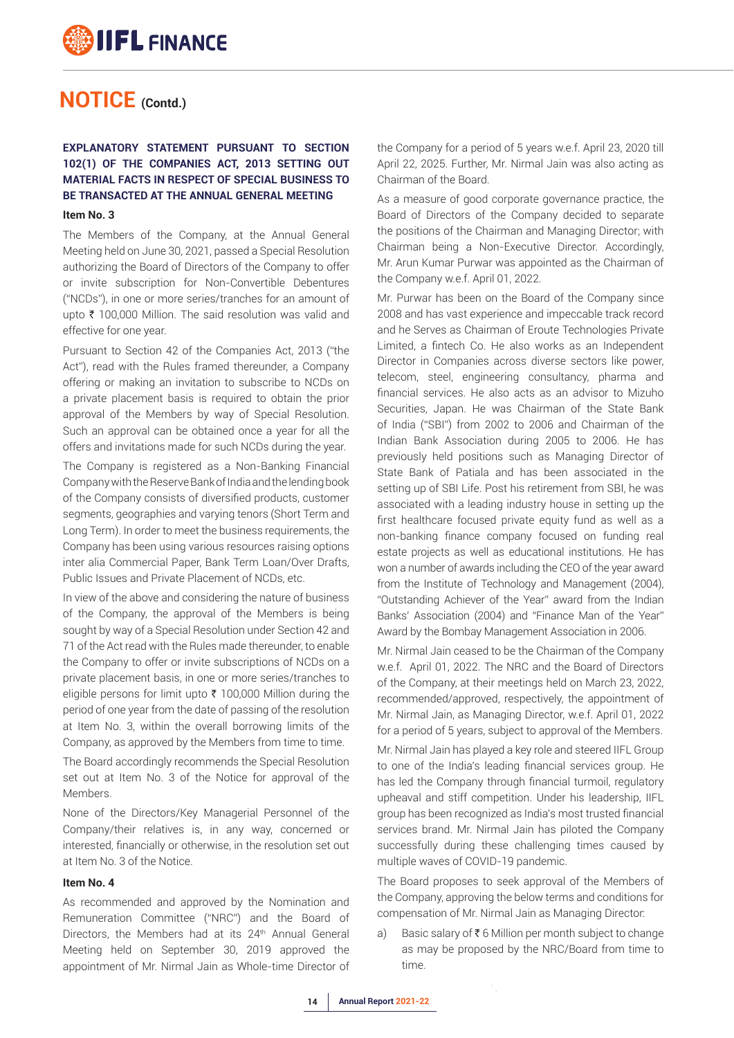# NOTICE (Contd.)

**EXPLANATORY STATEMENT PURSUANT TO SECTION 102(1) OF THE COMPANIES ACT, 2013 SETTING OUT MATERIAL FACTS IN RESPECT OF SPECIAL BUSINESS TO BE TRANSACTED AT THE ANNUAL GENERAL MEETING**

**Item No. 3**

The Members of the Company, at the Annual General Meeting held on June 30, 2021, passed a Special Resolution authorizing the Board of Directors of the Company to offer or invite subscription for Non-Convertible Debentures ("NCDs"), in one or more series/tranches for an amount of upto ₹ 100,000 Million. The said resolution was valid and effective for one year.

Pursuant to Section 42 of the Companies Act, 2013 ("the Act"), read with the Rules framed thereunder, a Company offering or making an invitation to subscribe to NCDs on a private placement basis is required to obtain the prior approval of the Members by way of Special Resolution. Such an approval can be obtained once a year for all the offers and invitations made for such NCDs during the year.

The Company is registered as a Non-Banking Financial Company with the Reserve Bank of India and the lending book of the Company consists of diversified products, customer segments, geographies and varying tenors (Short Term and Long Term). In order to meet the business requirements, the Company has been using various resources raising options inter alia Commercial Paper, Bank Term Loan/Over Drafts, Public Issues and Private Placement of NCDs, etc.

In view of the above and considering the nature of business of the Company, the approval of the Members is being sought by way of a Special Resolution under Section 42 and 71 of the Act read with the Rules made thereunder, to enable the Company to offer or invite subscriptions of NCDs on a private placement basis, in one or more series/tranches to eligible persons for limit upto ₹ 100,000 Million during the period of one year from the date of passing of the resolution at Item No. 3, within the overall borrowing limits of the Company, as approved by the Members from time to time.

The Board accordingly recommends the Special Resolution set out at Item No. 3 of the Notice for approval of the Members.

None of the Directors/Key Managerial Personnel of the Company/their relatives is, in any way, concerned or interested, financially or otherwise, in the resolution set out at Item No. 3 of the Notice.

**Item No. 4**

As recommended and approved by the Nomination and Remuneration Committee ("NRC") and the Board of Directors, the Members had at its 24th Annual General Meeting held on September 30, 2019 approved the appointment of Mr. Nirmal Jain as Whole-time Director of the Company for a period of 5 years w.e.f. April 23, 2020 till April 22, 2025. Further, Mr. Nirmal Jain was also acting as Chairman of the Board.

As a measure of good corporate governance practice, the Board of Directors of the Company decided to separate the positions of the Chairman and Managing Director; with Chairman being a Non-Executive Director. Accordingly, Mr. Arun Kumar Purwar was appointed as the Chairman of the Company w.e.f. April 01, 2022.

Mr. Purwar has been on the Board of the Company since 2008 and has vast experience and impeccable track record and he Serves as Chairman of Eroute Technologies Private Limited, a fintech Co. He also works as an Independent Director in Companies across diverse sectors like power, telecom, steel, engineering consultancy, pharma and financial services. He also acts as an advisor to Mizuho Securities, Japan. He was Chairman of the State Bank of India ("SBI") from 2002 to 2006 and Chairman of the Indian Bank Association during 2005 to 2006. He has previously held positions such as Managing Director of State Bank of Patiala and has been associated in the setting up of SBI Life. Post his retirement from SBI, he was associated with a leading industry house in setting up the first healthcare focused private equity fund as well as a non-banking finance company focused on funding real estate projects as well as educational institutions. He has won a number of awards including the CEO of the year award from the Institute of Technology and Management (2004), "Outstanding Achiever of the Year" award from the Indian Banks' Association (2004) and "Finance Man of the Year" Award by the Bombay Management Association in 2006.

Mr. Nirmal Jain ceased to be the Chairman of the Company w.e.f. April 01, 2022. The NRC and the Board of Directors of the Company, at their meetings held on March 23, 2022, recommended/approved, respectively, the appointment of Mr. Nirmal Jain, as Managing Director, w.e.f. April 01, 2022 for a period of 5 years, subject to approval of the Members.

Mr. Nirmal Jain has played a key role and steered IIFL Group to one of the India's leading financial services group. He has led the Company through financial turmoil, regulatory upheaval and stiff competition. Under his leadership, IIFL group has been recognized as India's most trusted financial services brand. Mr. Nirmal Jain has piloted the Company successfully during these challenging times caused by multiple waves of COVID-19 pandemic.

The Board proposes to seek approval of the Members of the Company, approving the below terms and conditions for compensation of Mr. Nirmal Jain as Managing Director:

a) Basic salary of ₹ 6 Million per month subject to change as may be proposed by the NRC/Board from time to time.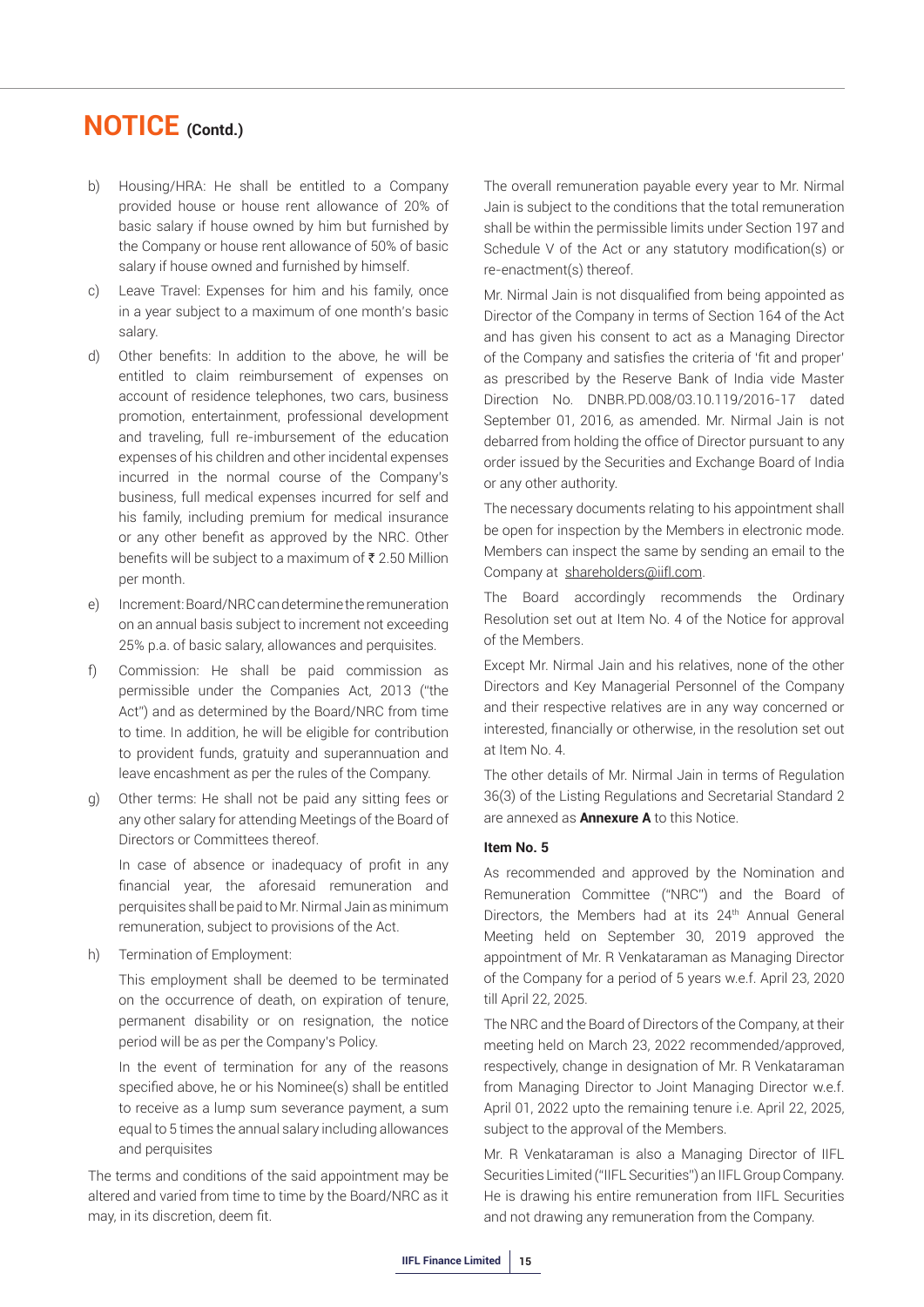# NOTICE (Contd.)

b) Housing/HRA: He shall be entitled to a Company provided house or house rent allowance of 20% of basic salary if house owned by him but furnished by the Company or house rent allowance of 50% of basic salary if house owned and furnished by himself.

c) Leave Travel: Expenses for him and his family, once in a year subject to a maximum of one month's basic salary.

d) Other benefits: In addition to the above, he will be entitled to claim reimbursement of expenses on account of residence telephones, two cars, business promotion, entertainment, professional development and traveling, full re-imbursement of the education expenses of his children and other incidental expenses incurred in the normal course of the Company's business, full medical expenses incurred for self and his family, including premium for medical insurance or any other benefit as approved by the NRC. Other benefits will be subject to a maximum of ₹ 2.50 Million per month.

e) Increment: Board/NRC can determine the remuneration on an annual basis subject to increment not exceeding 25% p.a. of basic salary, allowances and perquisites.

f) Commission: He shall be paid commission as permissible under the Companies Act, 2013 ("the Act") and as determined by the Board/NRC from time to time. In addition, he will be eligible for contribution to provident funds, gratuity and superannuation and leave encashment as per the rules of the Company.

g) Other terms: He shall not be paid any sitting fees or any other salary for attending Meetings of the Board of Directors or Committees thereof.

   In case of absence or inadequacy of profit in any financial year, the aforesaid remuneration and perquisites shall be paid to Mr. Nirmal Jain as minimum remuneration, subject to provisions of the Act.

h) Termination of Employment:

   This employment shall be deemed to be terminated on the occurrence of death, on expiration of tenure, permanent disability or on resignation, the notice period will be as per the Company's Policy.

   In the event of termination for any of the reasons specified above, he or his Nominee(s) shall be entitled to receive as a lump sum severance payment, a sum equal to 5 times the annual salary including allowances and perquisites

The terms and conditions of the said appointment may be altered and varied from time to time by the Board/NRC as it may, in its discretion, deem fit.

The overall remuneration payable every year to Mr. Nirmal Jain is subject to the conditions that the total remuneration shall be within the permissible limits under Section 197 and Schedule V of the Act or any statutory modification(s) or re-enactment(s) thereof.

Mr. Nirmal Jain is not disqualified from being appointed as Director of the Company in terms of Section 164 of the Act and has given his consent to act as a Managing Director of the Company and satisfies the criteria of 'fit and proper' as prescribed by the Reserve Bank of India vide Master Direction No. DNBR.PD.008/03.10.119/2016-17 dated September 01, 2016, as amended. Mr. Nirmal Jain is not debarred from holding the office of Director pursuant to any order issued by the Securities and Exchange Board of India or any other authority.

The necessary documents relating to his appointment shall be open for inspection by the Members in electronic mode. Members can inspect the same by sending an email to the Company at shareholders@iifl.com.

The Board accordingly recommends the Ordinary Resolution set out at Item No. 4 of the Notice for approval of the Members.

Except Mr. Nirmal Jain and his relatives, none of the other Directors and Key Managerial Personnel of the Company and their respective relatives are in any way concerned or interested, financially or otherwise, in the resolution set out at Item No. 4.

The other details of Mr. Nirmal Jain in terms of Regulation 36(3) of the Listing Regulations and Secretarial Standard 2 are annexed as **Annexure A** to this Notice.

**Item No. 5**

As recommended and approved by the Nomination and Remuneration Committee ("NRC") and the Board of Directors, the Members had at its 24th Annual General Meeting held on September 30, 2019 approved the appointment of Mr. R Venkataraman as Managing Director of the Company for a period of 5 years w.e.f. April 23, 2020 till April 22, 2025.

The NRC and the Board of Directors of the Company, at their meeting held on March 23, 2022 recommended/approved, respectively, change in designation of Mr. R Venkataraman from Managing Director to Joint Managing Director w.e.f. April 01, 2022 upto the remaining tenure i.e. April 22, 2025, subject to the approval of the Members.

Mr. R Venkataraman is also a Managing Director of IIFL Securities Limited ("IIFL Securities") an IIFL Group Company. He is drawing his entire remuneration from IIFL Securities and not drawing any remuneration from the Company.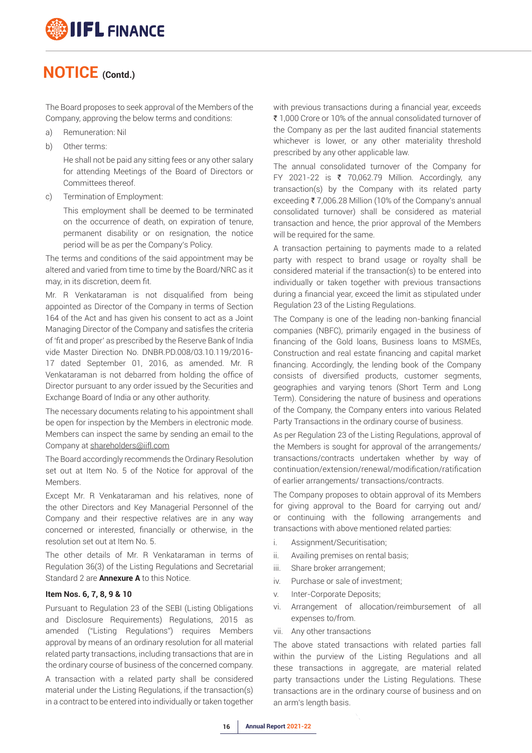## NOTICE (Contd.)

The Board proposes to seek approval of the Members of the Company, approving the below terms and conditions:

a) Remuneration: Nil

b) Other terms:

   He shall not be paid any sitting fees or any other salary for attending Meetings of the Board of Directors or Committees thereof.

c) Termination of Employment:

   This employment shall be deemed to be terminated on the occurrence of death, on expiration of tenure, permanent disability or on resignation, the notice period will be as per the Company's Policy.

The terms and conditions of the said appointment may be altered and varied from time to time by the Board/NRC as it may, in its discretion, deem fit.

Mr. R Venkataraman is not disqualified from being appointed as Director of the Company in terms of Section 164 of the Act and has given his consent to act as a Joint Managing Director of the Company and satisfies the criteria of 'fit and proper' as prescribed by the Reserve Bank of India vide Master Direction No. DNBR.PD.008/03.10.119/2016-17 dated September 01, 2016, as amended. Mr. R Venkataraman is not debarred from holding the office of Director pursuant to any order issued by the Securities and Exchange Board of India or any other authority.

The necessary documents relating to his appointment shall be open for inspection by the Members in electronic mode. Members can inspect the same by sending an email to the Company at shareholders@iifl.com

The Board accordingly recommends the Ordinary Resolution set out at Item No. 5 of the Notice for approval of the Members.

Except Mr. R Venkataraman and his relatives, none of the other Directors and Key Managerial Personnel of the Company and their respective relatives are in any way concerned or interested, financially or otherwise, in the resolution set out at Item No. 5.

The other details of Mr. R Venkataraman in terms of Regulation 36(3) of the Listing Regulations and Secretarial Standard 2 are **Annexure A** to this Notice.

**Item Nos. 6, 7, 8, 9 & 10**

Pursuant to Regulation 23 of the SEBI (Listing Obligations and Disclosure Requirements) Regulations, 2015 as amended ("Listing Regulations") requires Members approval by means of an ordinary resolution for all material related party transactions, including transactions that are in the ordinary course of business of the concerned company.

A transaction with a related party shall be considered material under the Listing Regulations, if the transaction(s) in a contract to be entered into individually or taken together with previous transactions during a financial year, exceeds ₹ 1,000 Crore or 10% of the annual consolidated turnover of the Company as per the last audited financial statements whichever is lower, or any other materiality threshold prescribed by any other applicable law.

The annual consolidated turnover of the Company for FY 2021-22 is ₹ 70,062.79 Million. Accordingly, any transaction(s) by the Company with its related party exceeding ₹ 7,006.28 Million (10% of the Company's annual consolidated turnover) shall be considered as material transaction and hence, the prior approval of the Members will be required for the same.

A transaction pertaining to payments made to a related party with respect to brand usage or royalty shall be considered material if the transaction(s) to be entered into individually or taken together with previous transactions during a financial year, exceed the limit as stipulated under Regulation 23 of the Listing Regulations.

The Company is one of the leading non-banking financial companies (NBFC), primarily engaged in the business of financing of the Gold loans, Business loans to MSMEs, Construction and real estate financing and capital market financing. Accordingly, the lending book of the Company consists of diversified products, customer segments, geographies and varying tenors (Short Term and Long Term). Considering the nature of business and operations of the Company, the Company enters into various Related Party Transactions in the ordinary course of business.

As per Regulation 23 of the Listing Regulations, approval of the Members is sought for approval of the arrangements/ transactions/contracts undertaken whether by way of continuation/extension/renewal/modification/ratification of earlier arrangements/ transactions/contracts.

The Company proposes to obtain approval of its Members for giving approval to the Board for carrying out and/ or continuing with the following arrangements and transactions with above mentioned related parties:

i. Assignment/Securitisation;

ii. Availing premises on rental basis;

iii. Share broker arrangement;

iv. Purchase or sale of investment;

v. Inter-Corporate Deposits;

vi. Arrangement of allocation/reimbursement of all expenses to/from.

vii. Any other transactions

The above stated transactions with related parties fall within the purview of the Listing Regulations and all these transactions in aggregate, are material related party transactions under the Listing Regulations. These transactions are in the ordinary course of business and on an arm's length basis.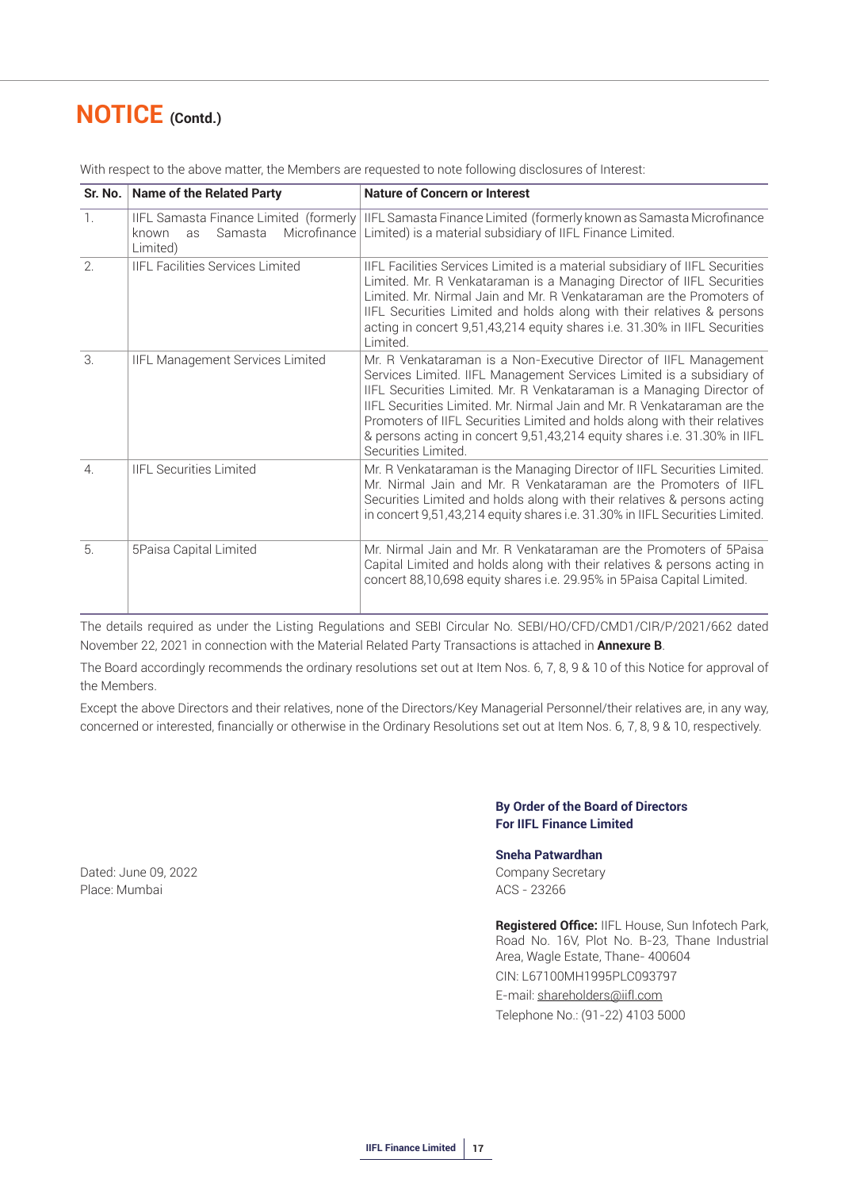# NOTICE (Contd.)

With respect to the above matter, the Members are requested to note following disclosures of Interest:

| Sr. No. | Name of the Related Party | Nature of Concern or Interest |
|---|---|---|
| 1. | IIFL Samasta Finance Limited (formerly known as Samasta Microfinance Limited) | IIFL Samasta Finance Limited (formerly known as Samasta Microfinance Limited) is a material subsidiary of IIFL Finance Limited. |
| 2. | IIFL Facilities Services Limited | IIFL Facilities Services Limited is a material subsidiary of IIFL Securities Limited. Mr. R Venkataraman is a Managing Director of IIFL Securities Limited. Mr. Nirmal Jain and Mr. R Venkataraman are the Promoters of IIFL Securities Limited and holds along with their relatives & persons acting in concert 9,51,43,214 equity shares i.e. 31.30% in IIFL Securities Limited. |
| 3. | IIFL Management Services Limited | Mr. R Venkataraman is a Non-Executive Director of IIFL Management Services Limited. IIFL Management Services Limited is a subsidiary of IIFL Securities Limited. Mr. R Venkataraman is a Managing Director of IIFL Securities Limited. Mr. Nirmal Jain and Mr. R Venkataraman are the Promoters of IIFL Securities Limited and holds along with their relatives & persons acting in concert 9,51,43,214 equity shares i.e. 31.30% in IIFL Securities Limited. |
| 4. | IIFL Securities Limited | Mr. R Venkataraman is the Managing Director of IIFL Securities Limited. Mr. Nirmal Jain and Mr. R Venkataraman are the Promoters of IIFL Securities Limited and holds along with their relatives & persons acting in concert 9,51,43,214 equity shares i.e. 31.30% in IIFL Securities Limited. |
| 5. | 5Paisa Capital Limited | Mr. Nirmal Jain and Mr. R Venkataraman are the Promoters of 5Paisa Capital Limited and holds along with their relatives & persons acting in concert 88,10,698 equity shares i.e. 29.95% in 5Paisa Capital Limited. |

The details required as under the Listing Regulations and SEBI Circular No. SEBI/HO/CFD/CMD1/CIR/P/2021/662 dated November 22, 2021 in connection with the Material Related Party Transactions is attached in **Annexure B**.

The Board accordingly recommends the ordinary resolutions set out at Item Nos. 6, 7, 8, 9 & 10 of this Notice for approval of the Members.

Except the above Directors and their relatives, none of the Directors/Key Managerial Personnel/their relatives are, in any way, concerned or interested, financially or otherwise in the Ordinary Resolutions set out at Item Nos. 6, 7, 8, 9 & 10, respectively.

**By Order of the Board of Directors**
**For IIFL Finance Limited**

**Sneha Patwardhan**
Company Secretary
ACS - 23266

Dated: June 09, 2022
Place: Mumbai

**Registered Office:** IIFL House, Sun Infotech Park, Road No. 16V, Plot No. B-23, Thane Industrial Area, Wagle Estate, Thane- 400604
CIN: L67100MH1995PLC093797
E-mail: shareholders@iifl.com
Telephone No.: (91-22) 4103 5000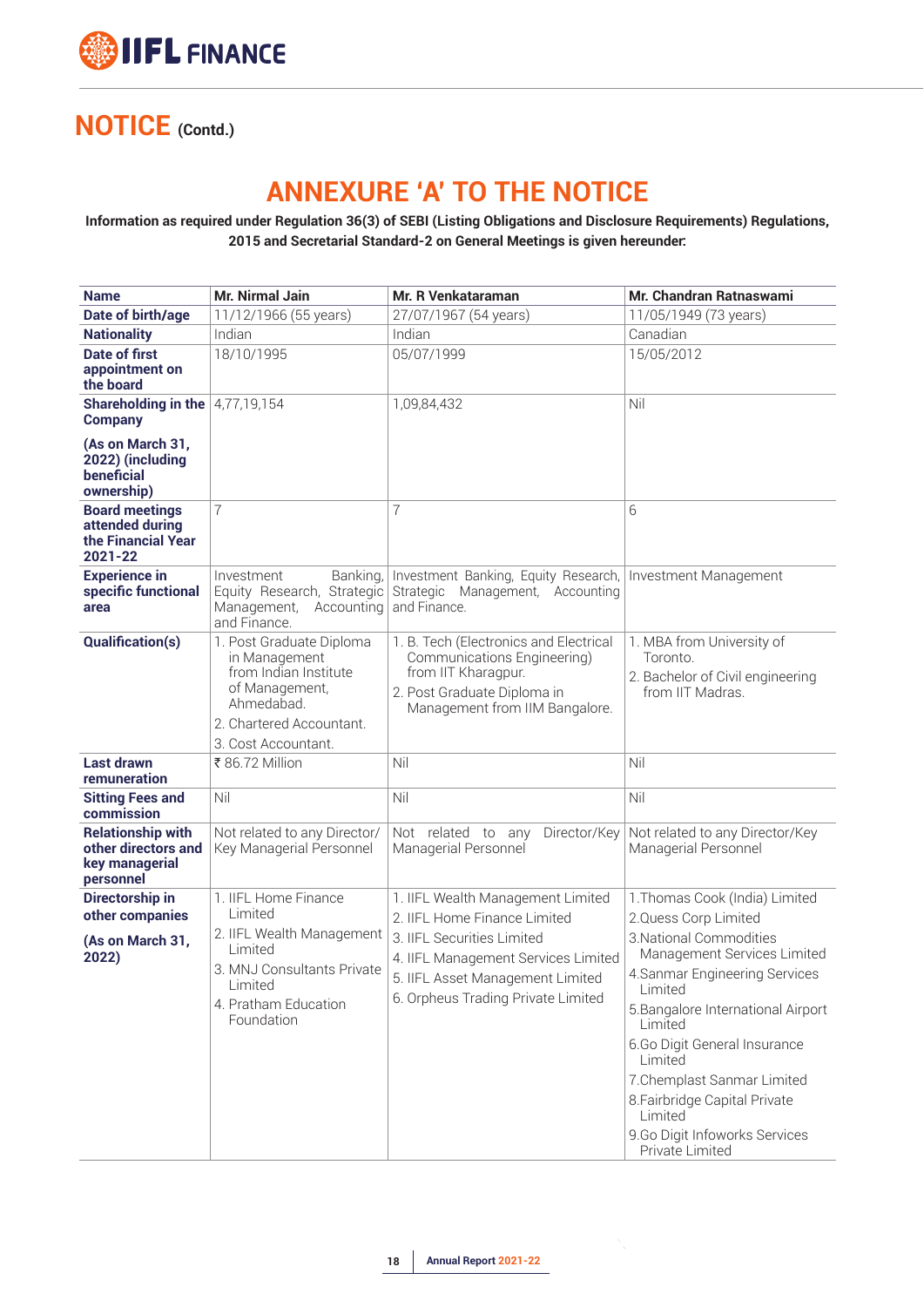# NOTICE (Contd.)

## ANNEXURE 'A' TO THE NOTICE

**Information as required under Regulation 36(3) of SEBI (Listing Obligations and Disclosure Requirements) Regulations, 2015 and Secretarial Standard-2 on General Meetings is given hereunder:**

| Name | Mr. Nirmal Jain | Mr. R Venkataraman | Mr. Chandran Ratnaswami |
|---|---|---|---|
| **Date of birth/age** | 11/12/1966 (55 years) | 27/07/1967 (54 years) | 11/05/1949 (73 years) |
| **Nationality** | Indian | Indian | Canadian |
| **Date of first appointment on the board** | 18/10/1995 | 05/07/1999 | 15/05/2012 |
| **Shareholding in the Company (As on March 31, 2022) (including beneficial ownership)** | 4,77,19,154 | 1,09,84,432 | Nil |
| **Board meetings attended during the Financial Year 2021-22** | 7 | 7 | 6 |
| **Experience in specific functional area** | Investment Banking, Equity Research, Strategic Management, Accounting and Finance. | Investment Banking, Equity Research, Strategic Management, Accounting and Finance. | Investment Management |
| **Qualification(s)** | 1. Post Graduate Diploma in Management from Indian Institute of Management, Ahmedabad.<br>2. Chartered Accountant.<br>3. Cost Accountant. | 1. B. Tech (Electronics and Electrical Communications Engineering) from IIT Kharagpur.<br>2. Post Graduate Diploma in Management from IIM Bangalore. | 1. MBA from University of Toronto.<br>2. Bachelor of Civil engineering from IIT Madras. |
| **Last drawn remuneration** | ₹ 86.72 Million | Nil | Nil |
| **Sitting Fees and commission** | Nil | Nil | Nil |
| **Relationship with other directors and key managerial personnel** | Not related to any Director/ Key Managerial Personnel | Not related to any Director/Key Managerial Personnel | Not related to any Director/Key Managerial Personnel |
| **Directorship in other companies (As on March 31, 2022)** | 1. IIFL Home Finance Limited<br>2. IIFL Wealth Management Limited<br>3. MNJ Consultants Private Limited<br>4. Pratham Education Foundation | 1. IIFL Wealth Management Limited<br>2. IIFL Home Finance Limited<br>3. IIFL Securities Limited<br>4. IIFL Management Services Limited<br>5. IIFL Asset Management Limited<br>6. Orpheus Trading Private Limited | 1.Thomas Cook (India) Limited<br>2.Quess Corp Limited<br>3.National Commodities Management Services Limited<br>4.Sanmar Engineering Services Limited<br>5.Bangalore International Airport Limited<br>6.Go Digit General Insurance Limited<br>7.Chemplast Sanmar Limited<br>8.Fairbridge Capital Private Limited<br>9.Go Digit Infoworks Services Private Limited |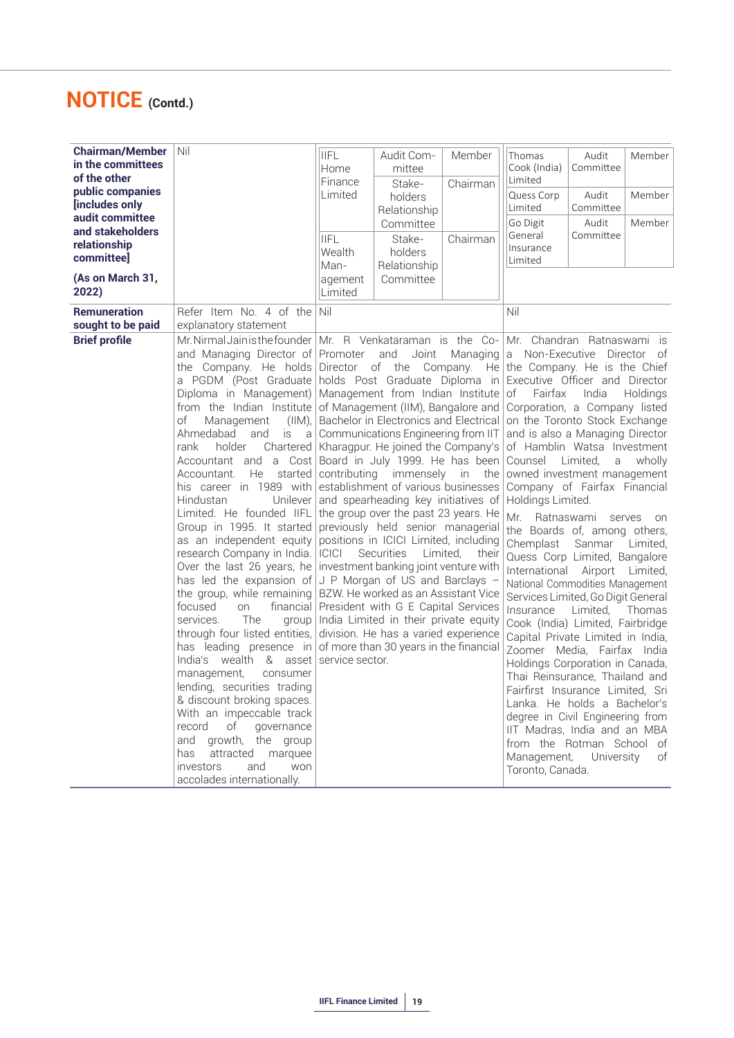# NOTICE (Contd.)

| | | | |
|---|---|---|---|
| **Chairman/Member in the committees of the other public companies [includes only audit committee and stakeholders relationship committee]**<br><br>**(As on March 31, 2022)** | Nil | IIFL Home Finance Limited – Audit Committee – Member; Stakeholders Relationship Committee – Chairman<br>IIFL Wealth Management Limited – Stakeholders Relationship Committee – Chairman | Thomas Cook (India) Limited – Audit Committee – Member<br>Quess Corp Limited – Audit Committee – Member<br>Go Digit General Insurance Limited – Audit Committee – Member |
| **Remuneration sought to be paid** | Refer Item No. 4 of the explanatory statement | Nil | Nil |
| **Brief profile** | Mr. Nirmal Jain is the founder and Managing Director of the Company. He holds a PGDM (Post Graduate Diploma in Management) from the Indian Institute of Management (IIM), Ahmedabad and is a rank holder Chartered Accountant and a Cost Accountant. He started his career in 1989 with Hindustan Unilever Limited. He founded IIFL Group in 1995. It started as an independent equity research Company in India. Over the last 26 years, he has led the expansion of the group, while remaining focused on financial services. The group through four listed entities, has leading presence in India's wealth & asset management, consumer lending, securities trading & discount broking spaces. With an impeccable track record of governance and growth, the group has attracted marquee investors and won accolades internationally. | Mr. R Venkataraman is the Co-Promoter and Joint Managing Director of the Company. He holds Post Graduate Diploma in Management from Indian Institute of Management (IIM), Bangalore and Bachelor in Electronics and Electrical Communications Engineering from IIT Kharagpur. He joined the Company's Board in July 1999. He has been contributing immensely in the establishment of various businesses and spearheading key initiatives of the group over the past 23 years. He previously held senior managerial positions in ICICI Limited, including ICICI Securities Limited, their investment banking joint venture with J P Morgan of US and Barclays – BZW. He worked as an Assistant Vice President with G E Capital Services India Limited in their private equity division. He has a varied experience of more than 30 years in the financial service sector. | Mr. Chandran Ratnaswami is a Non-Executive Director of the Company. He is the Chief Executive Officer and Director of Fairfax India Holdings Corporation, a Company listed on the Toronto Stock Exchange and is also a Managing Director of Hamblin Watsa Investment Counsel Limited, a wholly owned investment management Company of Fairfax Financial Holdings Limited.<br><br>Mr. Ratnaswami serves on the Boards of, among others, Chemplast Sanmar Limited, Quess Corp Limited, Bangalore International Airport Limited, National Commodities Management Services Limited, Go Digit General Insurance Limited, Thomas Cook (India) Limited, Fairbridge Capital Private Limited in India, Zoomer Media, Fairfax India Holdings Corporation in Canada, Thai Reinsurance, Thailand and Fairfirst Insurance Limited, Sri Lanka. He holds a Bachelor's degree in Civil Engineering from IIT Madras, India and an MBA from the Rotman School of Management, University of Toronto, Canada. |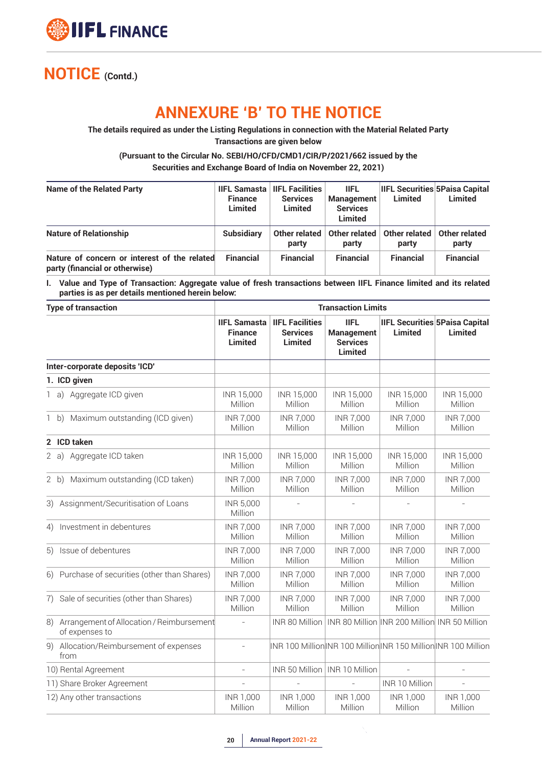# NOTICE (Contd.)

## ANNEXURE 'B' TO THE NOTICE

**The details required as under the Listing Regulations in connection with the Material Related Party Transactions are given below**

**(Pursuant to the Circular No. SEBI/HO/CFD/CMD1/CIR/P/2021/662 issued by the Securities and Exchange Board of India on November 22, 2021)**

| Name of the Related Party | IIFL Samasta Finance Limited | IIFL Facilities Services Limited | IIFL Management Services Limited | IIFL Securities Limited | 5Paisa Capital Limited |
|---|---|---|---|---|---|
| **Nature of Relationship** | **Subsidiary** | **Other related party** | **Other related party** | **Other related party** | **Other related party** |
| **Nature of concern or interest of the related party (financial or otherwise)** | **Financial** | **Financial** | **Financial** | **Financial** | **Financial** |

**I. Value and Type of Transaction: Aggregate value of fresh transactions between IIFL Finance limited and its related parties is as per details mentioned herein below:**

| Type of transaction | Transaction Limits | | | | |
|---|---|---|---|---|---|
| | **IIFL Samasta Finance Limited** | **IIFL Facilities Services Limited** | **IIFL Management Services Limited** | **IIFL Securities Limited** | **5Paisa Capital Limited** |
| **Inter-corporate deposits 'ICD'** | | | | | |
| **1. ICD given** | | | | | |
| 1 a) Aggregate ICD given | INR 15,000 Million | INR 15,000 Million | INR 15,000 Million | INR 15,000 Million | INR 15,000 Million |
| 1 b) Maximum outstanding (ICD given) | INR 7,000 Million | INR 7,000 Million | INR 7,000 Million | INR 7,000 Million | INR 7,000 Million |
| **2 ICD taken** | | | | | |
| 2 a) Aggregate ICD taken | INR 15,000 Million | INR 15,000 Million | INR 15,000 Million | INR 15,000 Million | INR 15,000 Million |
| 2 b) Maximum outstanding (ICD taken) | INR 7,000 Million | INR 7,000 Million | INR 7,000 Million | INR 7,000 Million | INR 7,000 Million |
| 3) Assignment/Securitisation of Loans | INR 5,000 Million | - | - | - | - |
| 4) Investment in debentures | INR 7,000 Million | INR 7,000 Million | INR 7,000 Million | INR 7,000 Million | INR 7,000 Million |
| 5) Issue of debentures | INR 7,000 Million | INR 7,000 Million | INR 7,000 Million | INR 7,000 Million | INR 7,000 Million |
| 6) Purchase of securities (other than Shares) | INR 7,000 Million | INR 7,000 Million | INR 7,000 Million | INR 7,000 Million | INR 7,000 Million |
| 7) Sale of securities (other than Shares) | INR 7,000 Million | INR 7,000 Million | INR 7,000 Million | INR 7,000 Million | INR 7,000 Million |
| 8) Arrangement of Allocation / Reimbursement of expenses to | - | INR 80 Million | INR 80 Million | INR 200 Million | INR 50 Million |
| 9) Allocation/Reimbursement of expenses from | - | INR 100 Million | INR 100 Million | INR 150 Million | INR 100 Million |
| 10) Rental Agreement | - | INR 50 Million | INR 10 Million | - | - |
| 11) Share Broker Agreement | - | - | - | INR 10 Million | - |
| 12) Any other transactions | INR 1,000 Million | INR 1,000 Million | INR 1,000 Million | INR 1,000 Million | INR 1,000 Million |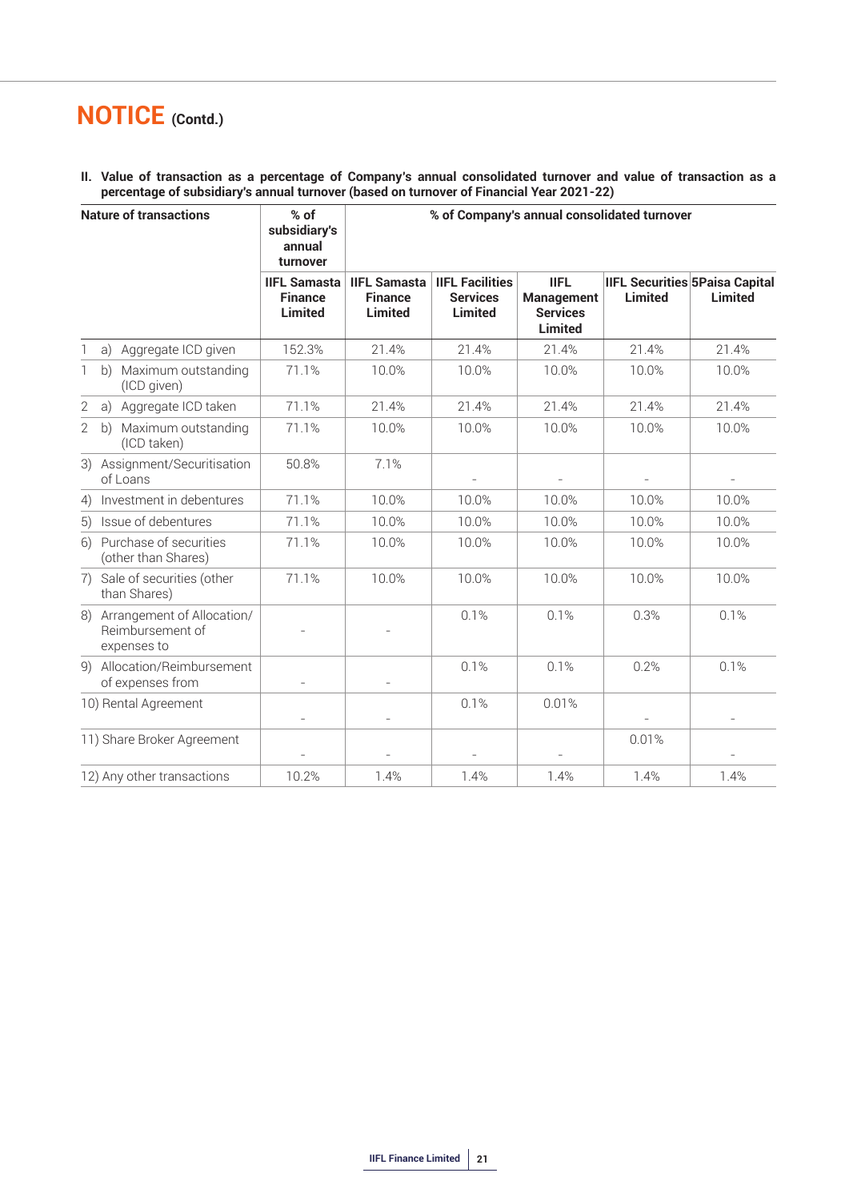# NOTICE (Contd.)

**II. Value of transaction as a percentage of Company's annual consolidated turnover and value of transaction as a percentage of subsidiary's annual turnover (based on turnover of Financial Year 2021-22)**

| Nature of transactions | % of subsidiary's annual turnover | % of Company's annual consolidated turnover | | | | |
|---|---|---|---|---|---|---|
| | IIFL Samasta Finance Limited | IIFL Samasta Finance Limited | IIFL Facilities Services Limited | IIFL Management Services Limited | IIFL Securities Limited | 5Paisa Capital Limited |
| 1 a) Aggregate ICD given | 152.3% | 21.4% | 21.4% | 21.4% | 21.4% | 21.4% |
| 1 b) Maximum outstanding (ICD given) | 71.1% | 10.0% | 10.0% | 10.0% | 10.0% | 10.0% |
| 2 a) Aggregate ICD taken | 71.1% | 21.4% | 21.4% | 21.4% | 21.4% | 21.4% |
| 2 b) Maximum outstanding (ICD taken) | 71.1% | 10.0% | 10.0% | 10.0% | 10.0% | 10.0% |
| 3) Assignment/Securitisation of Loans | 50.8% | 7.1% | - | - | - | - |
| 4) Investment in debentures | 71.1% | 10.0% | 10.0% | 10.0% | 10.0% | 10.0% |
| 5) Issue of debentures | 71.1% | 10.0% | 10.0% | 10.0% | 10.0% | 10.0% |
| 6) Purchase of securities (other than Shares) | 71.1% | 10.0% | 10.0% | 10.0% | 10.0% | 10.0% |
| 7) Sale of securities (other than Shares) | 71.1% | 10.0% | 10.0% | 10.0% | 10.0% | 10.0% |
| 8) Arrangement of Allocation/ Reimbursement of expenses to | - | - | 0.1% | 0.1% | 0.3% | 0.1% |
| 9) Allocation/Reimbursement of expenses from | - | - | 0.1% | 0.1% | 0.2% | 0.1% |
| 10) Rental Agreement | - | - | 0.1% | 0.01% | - | - |
| 11) Share Broker Agreement | - | - | - | - | 0.01% | - |
| 12) Any other transactions | 10.2% | 1.4% | 1.4% | 1.4% | 1.4% | 1.4% |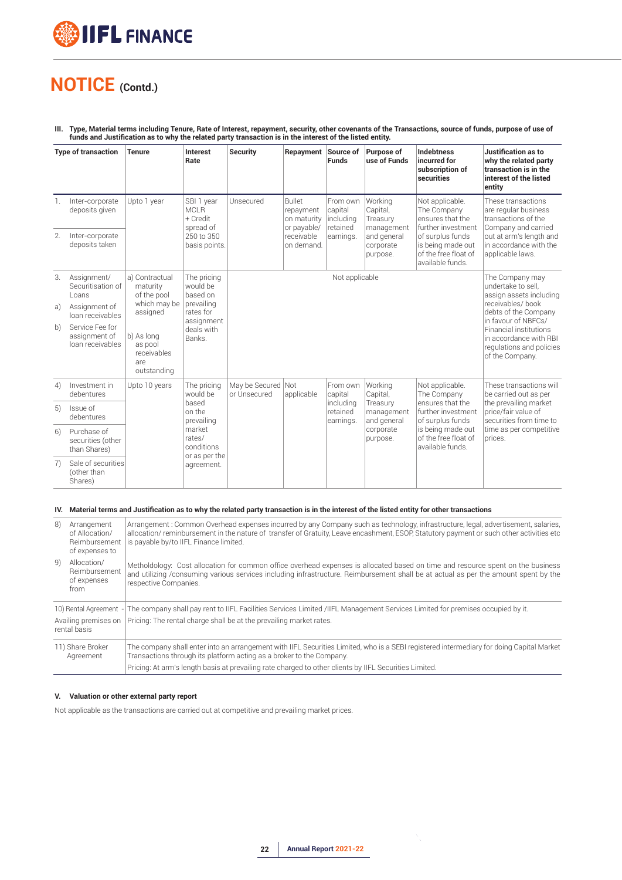# NOTICE (Contd.)

**III. Type, Material terms including Tenure, Rate of Interest, repayment, security, other covenants of the Transactions, source of funds, purpose of use of funds and Justification as to why the related party transaction is in the interest of the listed entity.**

| Type of transaction | Tenure | Interest Rate | Security | Repayment | Source of Funds | Purpose of use of Funds | Indebtness incurred for subscription of securities | Justification as to why the related party transaction is in the interest of the listed entity |
|---|---|---|---|---|---|---|---|---|
| 1. Inter-corporate deposits given | Upto 1 year | SBI 1 year MCLR + Credit spread of 250 to 350 basis points. | Unsecured | Bullet repayment on maturity or payable/ receivable on demand. | From own capital including retained earnings. | Working Capital, Treasury management and general corporate purpose. | Not applicable. The Company ensures that the further investment of surplus funds is being made out of the free float of available funds. | These transactions are regular business transactions of the Company and carried out at arm's length and in accordance with the applicable laws. |
| 2. Inter-corporate deposits taken | | | | | | | | |
| 3. Assignment/ Securitisation of Loans<br>a) Assignment of loan receivables<br>b) Service Fee for assignment of loan receivables | a) Contractual maturity of the pool which may be assigned<br>b) As long as pool receivables are outstanding | The pricing would be based on prevailing rates for assignment deals with Banks. | Not applicable | | | | | The Company may undertake to sell, assign assets including receivables/ book debts of the Company in favour of NBFCs/ Financial institutions in accordance with RBI regulations and policies of the Company. |
| 4) Investment in debentures | Upto 10 years | The pricing would be based on the prevailing market rates/ conditions or as per the agreement. | May be Secured or Unsecured | Not applicable | From own capital including retained earnings. | Working Capital, Treasury management and general corporate purpose. | Not applicable. The Company ensures that the further investment of surplus funds is being made out of the free float of available funds. | These transactions will be carried out as per the prevailing market price/fair value of securities from time to time as per competitive prices. |
| 5) Issue of debentures | | | | | | | | |
| 6) Purchase of securities (other than Shares) | | | | | | | | |
| 7) Sale of securities (other than Shares) | | | | | | | | |

**IV. Material terms and Justification as to why the related party transaction is in the interest of the listed entity for other transactions**

| | |
|---|---|
| 8) Arrangement of Allocation/ Reimbursement of expenses to<br>9) Allocation/ Reimbursement of expenses from | Arrangement : Common Overhead expenses incurred by any Company such as technology, infrastructure, legal, advertisement, salaries, allocation/ reminbursement in the nature of transfer of Gratuity, Leave encashment, ESOP, Statutory payment or such other activities etc is payable by/to IIFL Finance limited.<br>Metholdology: Cost allocation for common office overhead expenses is allocated based on time and resource spent on the business and utilizing /consuming various services including infrastructure. Reimbursement shall be at actual as per the amount spent by the respective Companies. |
| 10) Rental Agreement - Availing premises on rental basis | The company shall pay rent to IIFL Facilities Services Limited /IIFL Management Services Limited for premises occupied by it.<br>Pricing: The rental charge shall be at the prevailing market rates. |
| 11) Share Broker Agreement | The company shall enter into an arrangement with IIFL Securities Limited, who is a SEBI registered intermediary for doing Capital Market Transactions through its platform acting as a broker to the Company.<br>Pricing: At arm's length basis at prevailing rate charged to other clients by IIFL Securities Limited. |

**V. Valuation or other external party report**

Not applicable as the transactions are carried out at competitive and prevailing market prices.